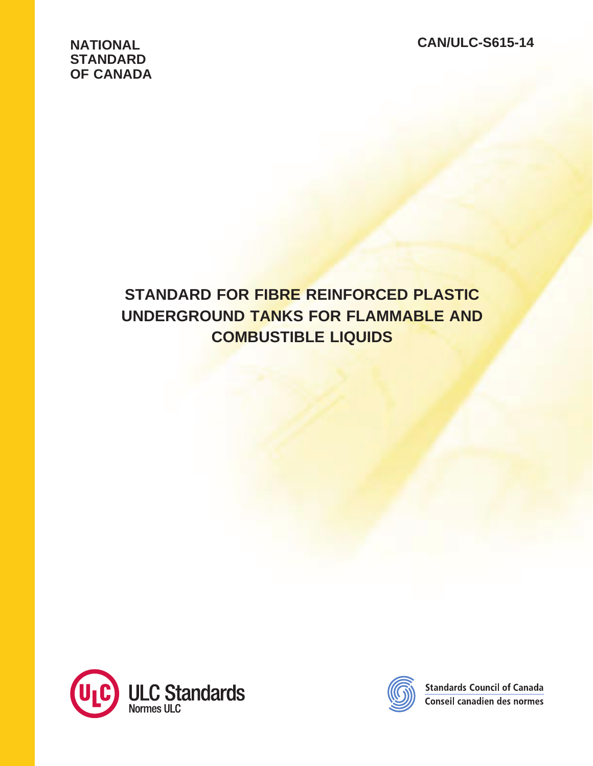NATIONAL
STANDARD
OF CANADA

CAN/ULC-S615-14

# STANDARD FOR FIBRE REINFORCED PLASTIC UNDERGROUND TANKS FOR FLAMMABLE AND COMBUSTIBLE LIQUIDS

ULC Standards
Normes ULC

Standards Council of Canada
Conseil canadien des normes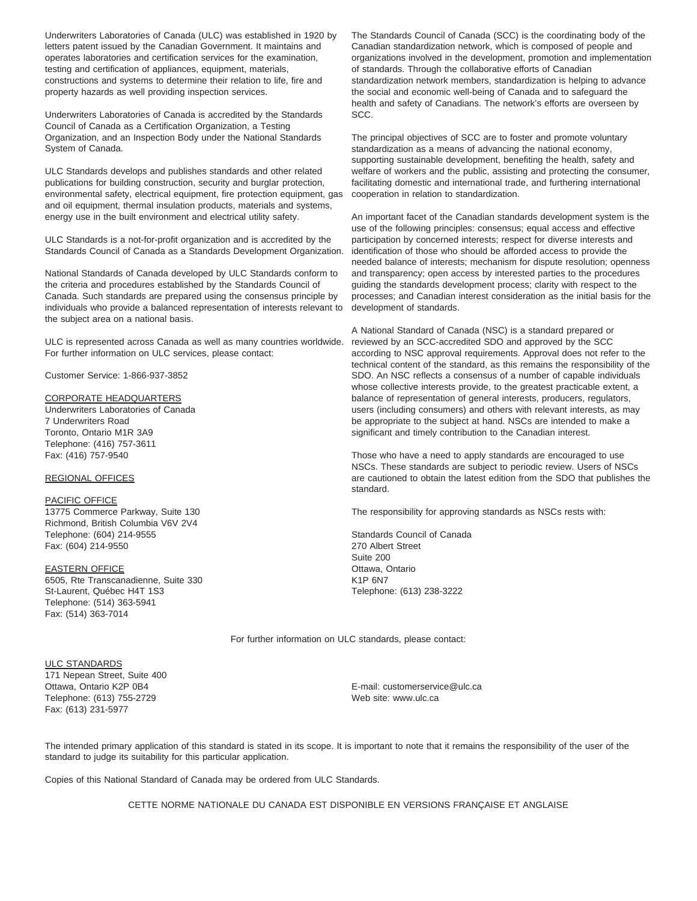Underwriters Laboratories of Canada (ULC) was established in 1920 by letters patent issued by the Canadian Government. It maintains and operates laboratories and certification services for the examination, testing and certification of appliances, equipment, materials, constructions and systems to determine their relation to life, fire and property hazards as well providing inspection services.

Underwriters Laboratories of Canada is accredited by the Standards Council of Canada as a Certification Organization, a Testing Organization, and an Inspection Body under the National Standards System of Canada.

ULC Standards develops and publishes standards and other related publications for building construction, security and burglar protection, environmental safety, electrical equipment, fire protection equipment, gas and oil equipment, thermal insulation products, materials and systems, energy use in the built environment and electrical utility safety.

ULC Standards is a not-for-profit organization and is accredited by the Standards Council of Canada as a Standards Development Organization.

National Standards of Canada developed by ULC Standards conform to the criteria and procedures established by the Standards Council of Canada. Such standards are prepared using the consensus principle by individuals who provide a balanced representation of interests relevant to the subject area on a national basis.

ULC is represented across Canada as well as many countries worldwide. For further information on ULC services, please contact:

Customer Service: 1-866-937-3852

CORPORATE HEADQUARTERS
Underwriters Laboratories of Canada
7 Underwriters Road
Toronto, Ontario M1R 3A9
Telephone: (416) 757-3611
Fax: (416) 757-9540

REGIONAL OFFICES

PACIFIC OFFICE
13775 Commerce Parkway, Suite 130
Richmond, British Columbia V6V 2V4
Telephone: (604) 214-9555
Fax: (604) 214-9550

EASTERN OFFICE
6505, Rte Transcanadienne, Suite 330
St-Laurent, Québec H4T 1S3
Telephone: (514) 363-5941
Fax: (514) 363-7014

The Standards Council of Canada (SCC) is the coordinating body of the Canadian standardization network, which is composed of people and organizations involved in the development, promotion and implementation of standards. Through the collaborative efforts of Canadian standardization network members, standardization is helping to advance the social and economic well-being of Canada and to safeguard the health and safety of Canadians. The network's efforts are overseen by SCC.

The principal objectives of SCC are to foster and promote voluntary standardization as a means of advancing the national economy, supporting sustainable development, benefiting the health, safety and welfare of workers and the public, assisting and protecting the consumer, facilitating domestic and international trade, and furthering international cooperation in relation to standardization.

An important facet of the Canadian standards development system is the use of the following principles: consensus; equal access and effective participation by concerned interests; respect for diverse interests and identification of those who should be afforded access to provide the needed balance of interests; mechanism for dispute resolution; openness and transparency; open access by interested parties to the procedures guiding the standards development process; clarity with respect to the processes; and Canadian interest consideration as the initial basis for the development of standards.

A National Standard of Canada (NSC) is a standard prepared or reviewed by an SCC-accredited SDO and approved by the SCC according to NSC approval requirements. Approval does not refer to the technical content of the standard, as this remains the responsibility of the SDO. An NSC reflects a consensus of a number of capable individuals whose collective interests provide, to the greatest practicable extent, a balance of representation of general interests, producers, regulators, users (including consumers) and others with relevant interests, as may be appropriate to the subject at hand. NSCs are intended to make a significant and timely contribution to the Canadian interest.

Those who have a need to apply standards are encouraged to use NSCs. These standards are subject to periodic review. Users of NSCs are cautioned to obtain the latest edition from the SDO that publishes the standard.

The responsibility for approving standards as NSCs rests with:

Standards Council of Canada
270 Albert Street
Suite 200
Ottawa, Ontario
K1P 6N7
Telephone: (613) 238-3222

For further information on ULC standards, please contact:

ULC STANDARDS
171 Nepean Street, Suite 400
Ottawa, Ontario K2P 0B4
Telephone: (613) 755-2729
Fax: (613) 231-5977

E-mail: customerservice@ulc.ca
Web site: www.ulc.ca

The intended primary application of this standard is stated in its scope. It is important to note that it remains the responsibility of the user of the standard to judge its suitability for this particular application.

Copies of this National Standard of Canada may be ordered from ULC Standards.

CETTE NORME NATIONALE DU CANADA EST DISPONIBLE EN VERSIONS FRANÇAISE ET ANGLAISE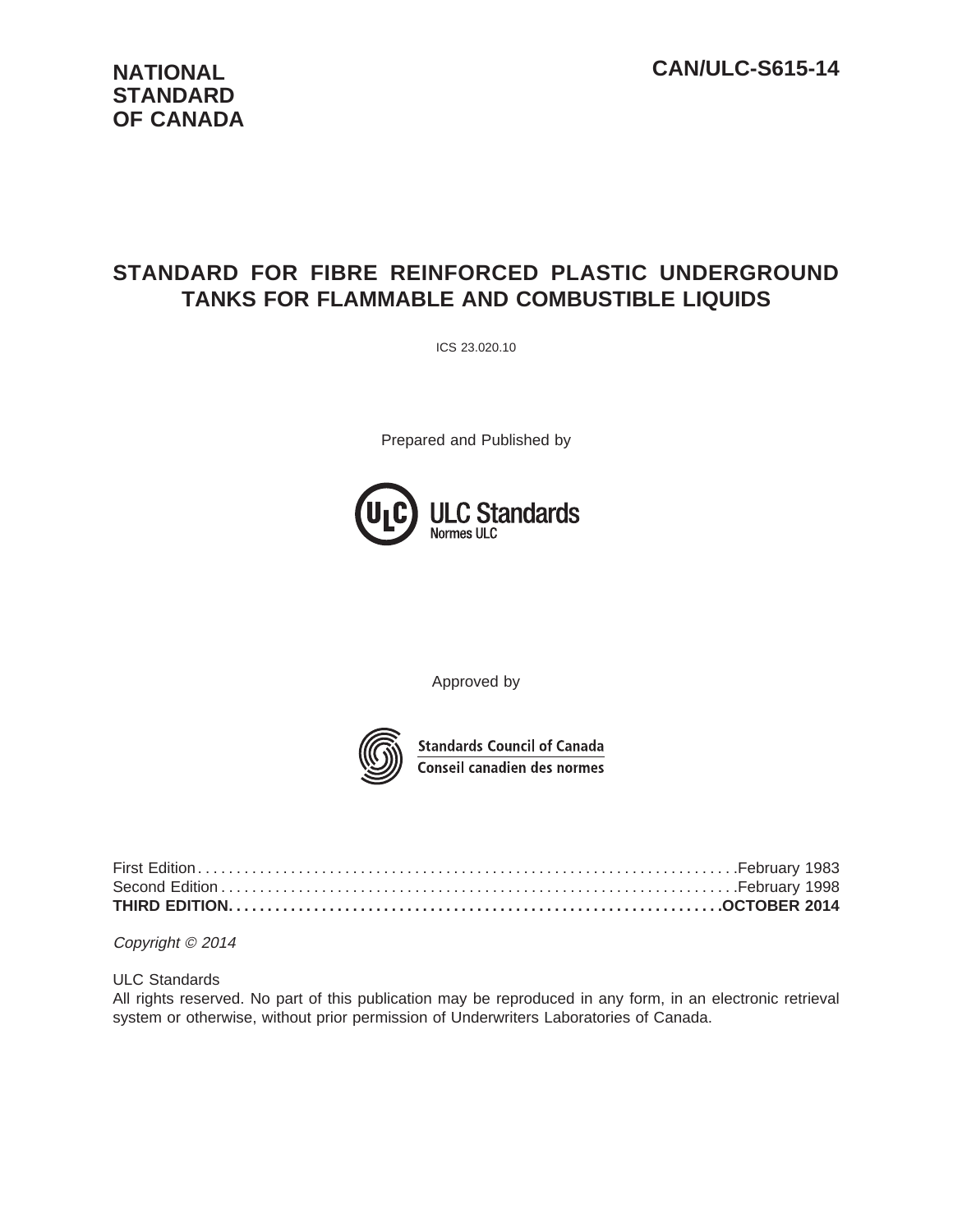**NATIONAL STANDARD OF CANADA**

**CAN/ULC-S615-14**

# STANDARD FOR FIBRE REINFORCED PLASTIC UNDERGROUND TANKS FOR FLAMMABLE AND COMBUSTIBLE LIQUIDS

ICS 23.020.10

Prepared and Published by

ULC Standards
Normes ULC

Approved by

Standards Council of Canada
Conseil canadien des normes

First Edition . . . . . . . . . . . . . . . . . . . . . . . . . . . . . . . . . . . . . . . . . . . . . . . . . . . . . . . . . . . . . . . . . . . . . .February 1983
Second Edition . . . . . . . . . . . . . . . . . . . . . . . . . . . . . . . . . . . . . . . . . . . . . . . . . . . . . . . . . . . . . . . . . . . .February 1998
**THIRD EDITION. . . . . . . . . . . . . . . . . . . . . . . . . . . . . . . . . . . . . . . . . . . . . . . . . . . . . . . . . . . . . . . . .OCTOBER 2014**

*Copyright © 2014*

ULC Standards
All rights reserved. No part of this publication may be reproduced in any form, in an electronic retrieval system or otherwise, without prior permission of Underwriters Laboratories of Canada.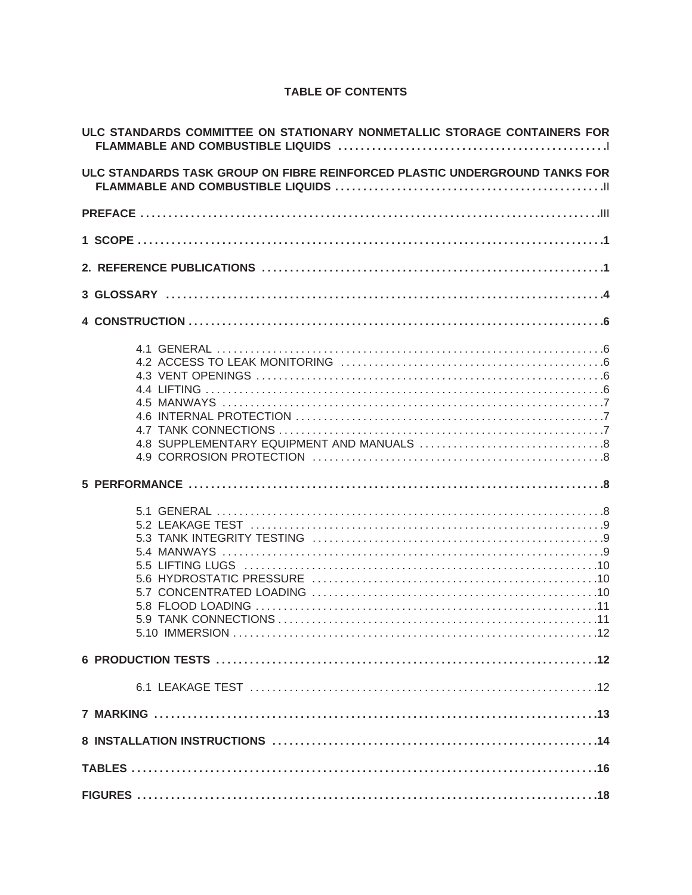# TABLE OF CONTENTS

**ULC STANDARDS COMMITTEE ON STATIONARY NONMETALLIC STORAGE CONTAINERS FOR FLAMMABLE AND COMBUSTIBLE LIQUIDS .....I**

**ULC STANDARDS TASK GROUP ON FIBRE REINFORCED PLASTIC UNDERGROUND TANKS FOR FLAMMABLE AND COMBUSTIBLE LIQUIDS .....II**

**PREFACE .....III**

**1 SCOPE .....1**

**2. REFERENCE PUBLICATIONS .....1**

**3 GLOSSARY .....4**

**4 CONSTRUCTION .....6**

- 4.1 GENERAL .....6
- 4.2 ACCESS TO LEAK MONITORING .....6
- 4.3 VENT OPENINGS .....6
- 4.4 LIFTING .....6
- 4.5 MANWAYS .....7
- 4.6 INTERNAL PROTECTION .....7
- 4.7 TANK CONNECTIONS .....7
- 4.8 SUPPLEMENTARY EQUIPMENT AND MANUALS .....8
- 4.9 CORROSION PROTECTION .....8

**5 PERFORMANCE .....8**

- 5.1 GENERAL .....8
- 5.2 LEAKAGE TEST .....9
- 5.3 TANK INTEGRITY TESTING .....9
- 5.4 MANWAYS .....9
- 5.5 LIFTING LUGS .....10
- 5.6 HYDROSTATIC PRESSURE .....10
- 5.7 CONCENTRATED LOADING .....10
- 5.8 FLOOD LOADING .....11
- 5.9 TANK CONNECTIONS .....11
- 5.10 IMMERSION .....12

**6 PRODUCTION TESTS .....12**

- 6.1 LEAKAGE TEST .....12

**7 MARKING .....13**

**8 INSTALLATION INSTRUCTIONS .....14**

**TABLES .....16**

**FIGURES .....18**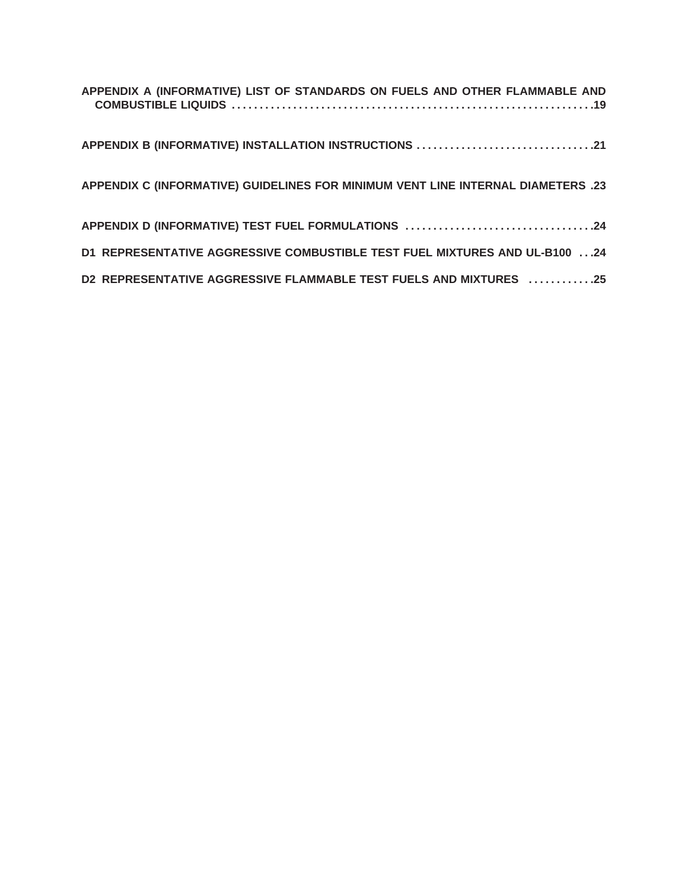**APPENDIX A (INFORMATIVE) LIST OF STANDARDS ON FUELS AND OTHER FLAMMABLE AND COMBUSTIBLE LIQUIDS . . . . . . . . . . . . . . . . . . . . . . . . . . . . . . . . . . . . . . . . . . . . . . . . . . . . . . . . . . . . . .19**

**APPENDIX B (INFORMATIVE) INSTALLATION INSTRUCTIONS . . . . . . . . . . . . . . . . . . . . . . . . . . . . . . . .21**

**APPENDIX C (INFORMATIVE) GUIDELINES FOR MINIMUM VENT LINE INTERNAL DIAMETERS .23**

**APPENDIX D (INFORMATIVE) TEST FUEL FORMULATIONS . . . . . . . . . . . . . . . . . . . . . . . . . . . . . . . . . .24**

**D1 REPRESENTATIVE AGGRESSIVE COMBUSTIBLE TEST FUEL MIXTURES AND UL-B100 . . .24**

**D2 REPRESENTATIVE AGGRESSIVE FLAMMABLE TEST FUELS AND MIXTURES . . . . . . . . . . . .25**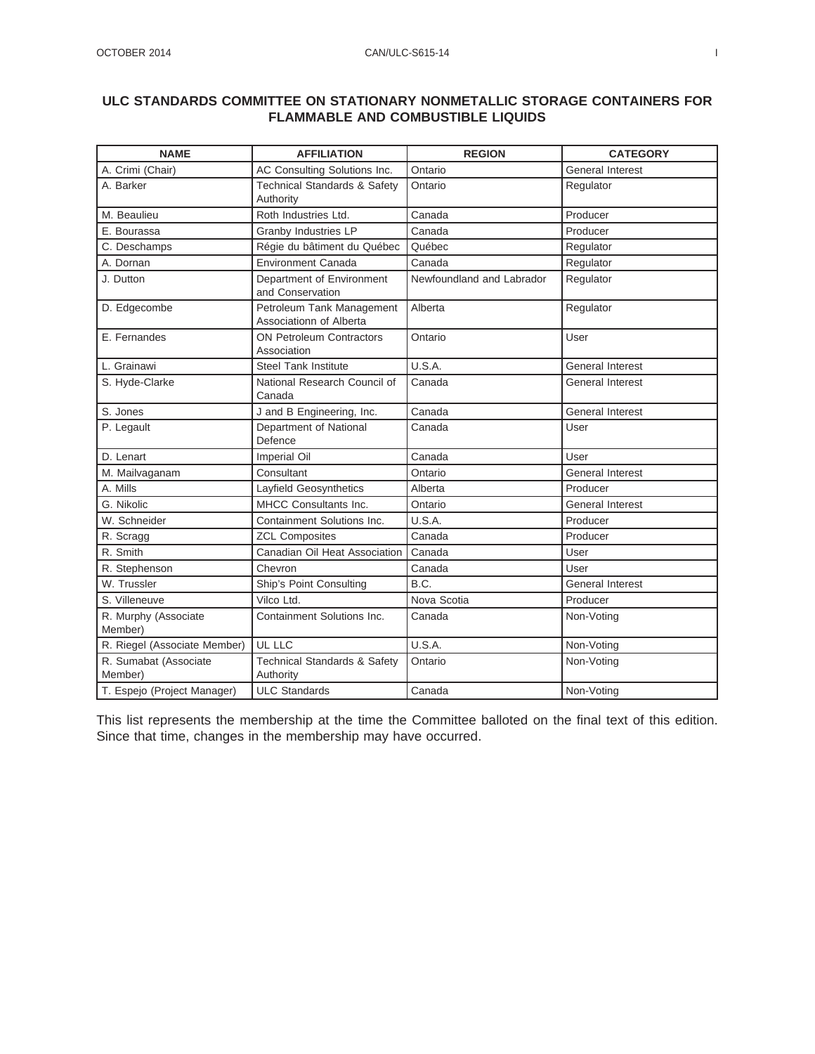## ULC STANDARDS COMMITTEE ON STATIONARY NONMETALLIC STORAGE CONTAINERS FOR FLAMMABLE AND COMBUSTIBLE LIQUIDS

| NAME | AFFILIATION | REGION | CATEGORY |
|---|---|---|---|
| A. Crimi (Chair) | AC Consulting Solutions Inc. | Ontario | General Interest |
| A. Barker | Technical Standards & Safety Authority | Ontario | Regulator |
| M. Beaulieu | Roth Industries Ltd. | Canada | Producer |
| E. Bourassa | Granby Industries LP | Canada | Producer |
| C. Deschamps | Régie du bâtiment du Québec | Québec | Regulator |
| A. Dornan | Environment Canada | Canada | Regulator |
| J. Dutton | Department of Environment and Conservation | Newfoundland and Labrador | Regulator |
| D. Edgecombe | Petroleum Tank Management Associationn of Alberta | Alberta | Regulator |
| E. Fernandes | ON Petroleum Contractors Association | Ontario | User |
| L. Grainawi | Steel Tank Institute | U.S.A. | General Interest |
| S. Hyde-Clarke | National Research Council of Canada | Canada | General Interest |
| S. Jones | J and B Engineering, Inc. | Canada | General Interest |
| P. Legault | Department of National Defence | Canada | User |
| D. Lenart | Imperial Oil | Canada | User |
| M. Mailvaganam | Consultant | Ontario | General Interest |
| A. Mills | Layfield Geosynthetics | Alberta | Producer |
| G. Nikolic | MHCC Consultants Inc. | Ontario | General Interest |
| W. Schneider | Containment Solutions Inc. | U.S.A. | Producer |
| R. Scragg | ZCL Composites | Canada | Producer |
| R. Smith | Canadian Oil Heat Association | Canada | User |
| R. Stephenson | Chevron | Canada | User |
| W. Trussler | Ship's Point Consulting | B.C. | General Interest |
| S. Villeneuve | Vilco Ltd. | Nova Scotia | Producer |
| R. Murphy (Associate Member) | Containment Solutions Inc. | Canada | Non-Voting |
| R. Riegel (Associate Member) | UL LLC | U.S.A. | Non-Voting |
| R. Sumabat (Associate Member) | Technical Standards & Safety Authority | Ontario | Non-Voting |
| T. Espejo (Project Manager) | ULC Standards | Canada | Non-Voting |

This list represents the membership at the time the Committee balloted on the final text of this edition. Since that time, changes in the membership may have occurred.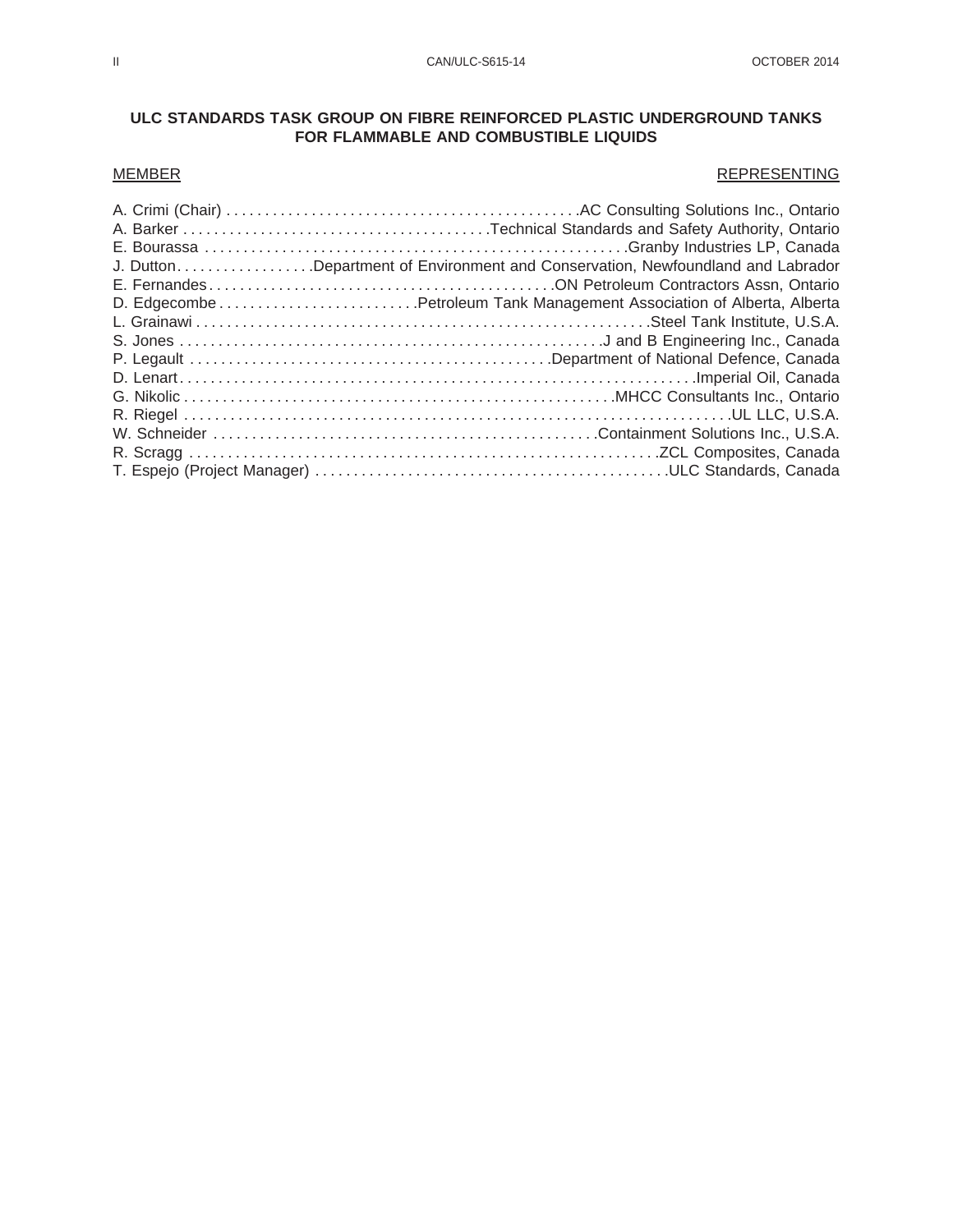## ULC STANDARDS TASK GROUP ON FIBRE REINFORCED PLASTIC UNDERGROUND TANKS FOR FLAMMABLE AND COMBUSTIBLE LIQUIDS

| MEMBER | REPRESENTING |
| --- | --- |
| A. Crimi (Chair) | AC Consulting Solutions Inc., Ontario |
| A. Barker | Technical Standards and Safety Authority, Ontario |
| E. Bourassa | Granby Industries LP, Canada |
| J. Dutton | Department of Environment and Conservation, Newfoundland and Labrador |
| E. Fernandes | ON Petroleum Contractors Assn, Ontario |
| D. Edgecombe | Petroleum Tank Management Association of Alberta, Alberta |
| L. Grainawi | Steel Tank Institute, U.S.A. |
| S. Jones | J and B Engineering Inc., Canada |
| P. Legault | Department of National Defence, Canada |
| D. Lenart | Imperial Oil, Canada |
| G. Nikolic | MHCC Consultants Inc., Ontario |
| R. Riegel | UL LLC, U.S.A. |
| W. Schneider | Containment Solutions Inc., U.S.A. |
| R. Scragg | ZCL Composites, Canada |
| T. Espejo (Project Manager) | ULC Standards, Canada |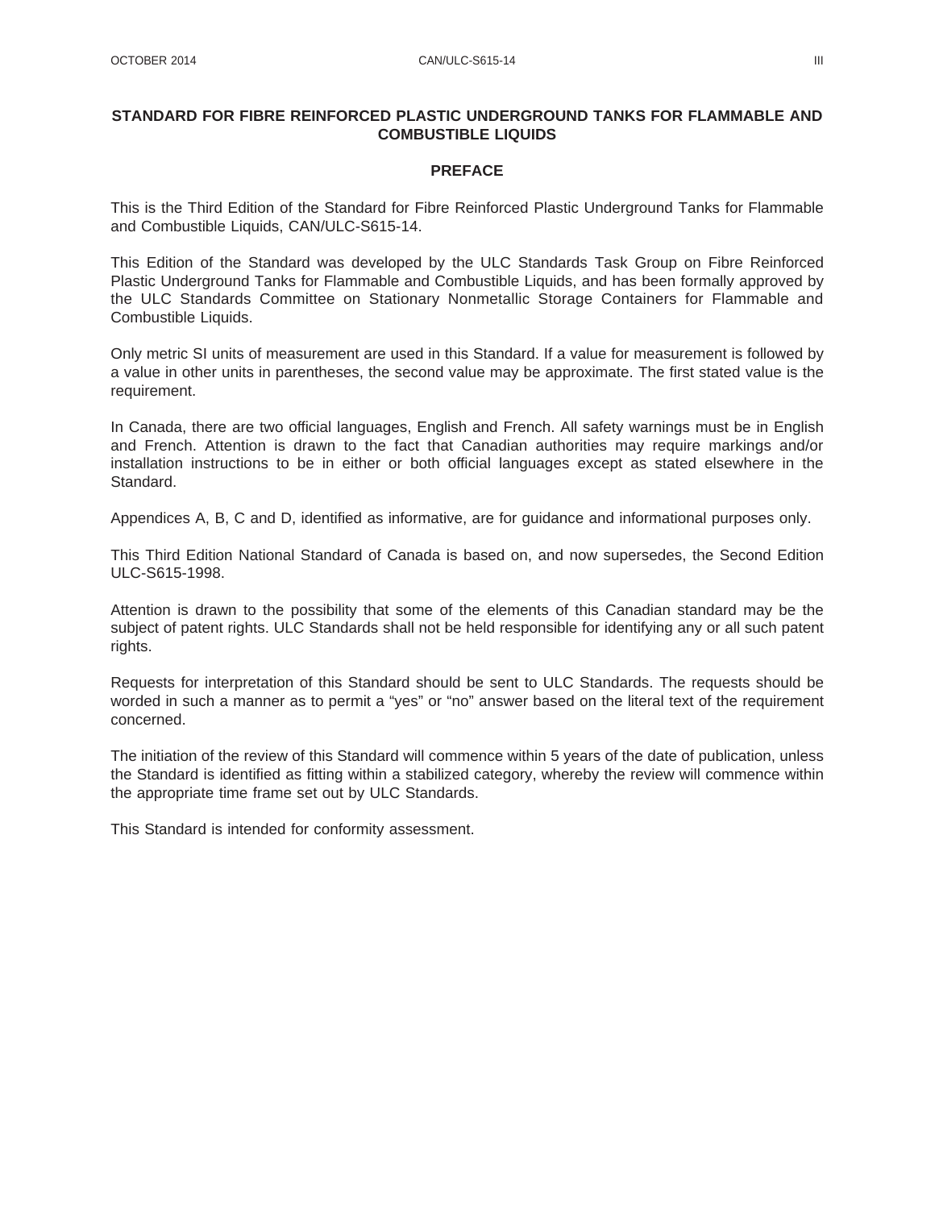## STANDARD FOR FIBRE REINFORCED PLASTIC UNDERGROUND TANKS FOR FLAMMABLE AND COMBUSTIBLE LIQUIDS

### PREFACE

This is the Third Edition of the Standard for Fibre Reinforced Plastic Underground Tanks for Flammable and Combustible Liquids, CAN/ULC-S615-14.

This Edition of the Standard was developed by the ULC Standards Task Group on Fibre Reinforced Plastic Underground Tanks for Flammable and Combustible Liquids, and has been formally approved by the ULC Standards Committee on Stationary Nonmetallic Storage Containers for Flammable and Combustible Liquids.

Only metric SI units of measurement are used in this Standard. If a value for measurement is followed by a value in other units in parentheses, the second value may be approximate. The first stated value is the requirement.

In Canada, there are two official languages, English and French. All safety warnings must be in English and French. Attention is drawn to the fact that Canadian authorities may require markings and/or installation instructions to be in either or both official languages except as stated elsewhere in the Standard.

Appendices A, B, C and D, identified as informative, are for guidance and informational purposes only.

This Third Edition National Standard of Canada is based on, and now supersedes, the Second Edition ULC-S615-1998.

Attention is drawn to the possibility that some of the elements of this Canadian standard may be the subject of patent rights. ULC Standards shall not be held responsible for identifying any or all such patent rights.

Requests for interpretation of this Standard should be sent to ULC Standards. The requests should be worded in such a manner as to permit a “yes” or “no” answer based on the literal text of the requirement concerned.

The initiation of the review of this Standard will commence within 5 years of the date of publication, unless the Standard is identified as fitting within a stabilized category, whereby the review will commence within the appropriate time frame set out by ULC Standards.

This Standard is intended for conformity assessment.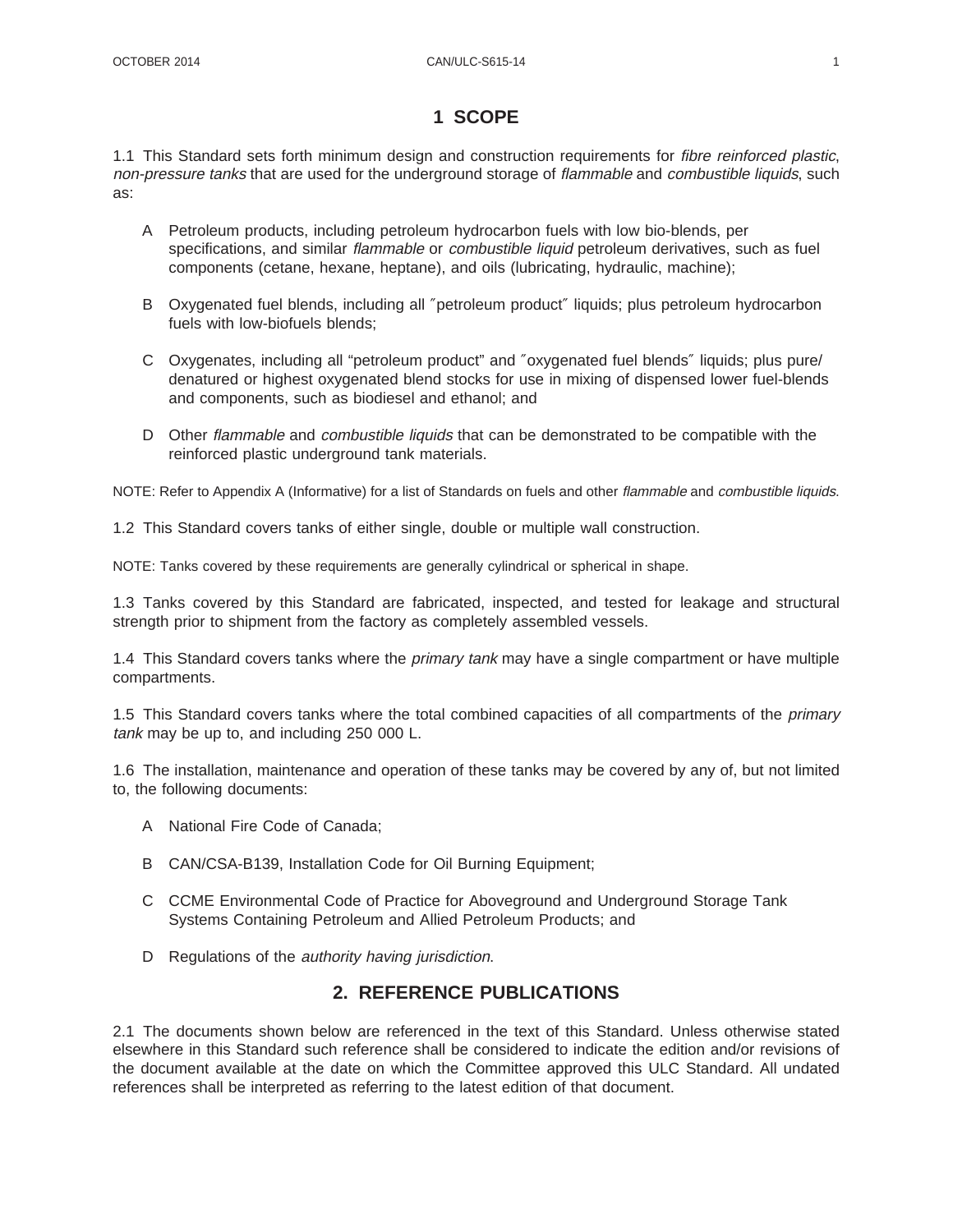# 1 SCOPE

1.1 This Standard sets forth minimum design and construction requirements for *fibre reinforced plastic*, *non-pressure tanks* that are used for the underground storage of *flammable* and *combustible liquids*, such as:

A Petroleum products, including petroleum hydrocarbon fuels with low bio-blends, per specifications, and similar *flammable* or *combustible liquid* petroleum derivatives, such as fuel components (cetane, hexane, heptane), and oils (lubricating, hydraulic, machine);

B Oxygenated fuel blends, including all ″petroleum product″ liquids; plus petroleum hydrocarbon fuels with low-biofuels blends;

C Oxygenates, including all "petroleum product" and ″oxygenated fuel blends″ liquids; plus pure/denatured or highest oxygenated blend stocks for use in mixing of dispensed lower fuel-blends and components, such as biodiesel and ethanol; and

D Other *flammable* and *combustible liquids* that can be demonstrated to be compatible with the reinforced plastic underground tank materials.

NOTE: Refer to Appendix A (Informative) for a list of Standards on fuels and other *flammable* and *combustible liquids*.

1.2 This Standard covers tanks of either single, double or multiple wall construction.

NOTE: Tanks covered by these requirements are generally cylindrical or spherical in shape.

1.3 Tanks covered by this Standard are fabricated, inspected, and tested for leakage and structural strength prior to shipment from the factory as completely assembled vessels.

1.4 This Standard covers tanks where the *primary tank* may have a single compartment or have multiple compartments.

1.5 This Standard covers tanks where the total combined capacities of all compartments of the *primary tank* may be up to, and including 250 000 L.

1.6 The installation, maintenance and operation of these tanks may be covered by any of, but not limited to, the following documents:

A National Fire Code of Canada;

B CAN/CSA-B139, Installation Code for Oil Burning Equipment;

C CCME Environmental Code of Practice for Aboveground and Underground Storage Tank Systems Containing Petroleum and Allied Petroleum Products; and

D Regulations of the *authority having jurisdiction*.

# 2. REFERENCE PUBLICATIONS

2.1 The documents shown below are referenced in the text of this Standard. Unless otherwise stated elsewhere in this Standard such reference shall be considered to indicate the edition and/or revisions of the document available at the date on which the Committee approved this ULC Standard. All undated references shall be interpreted as referring to the latest edition of that document.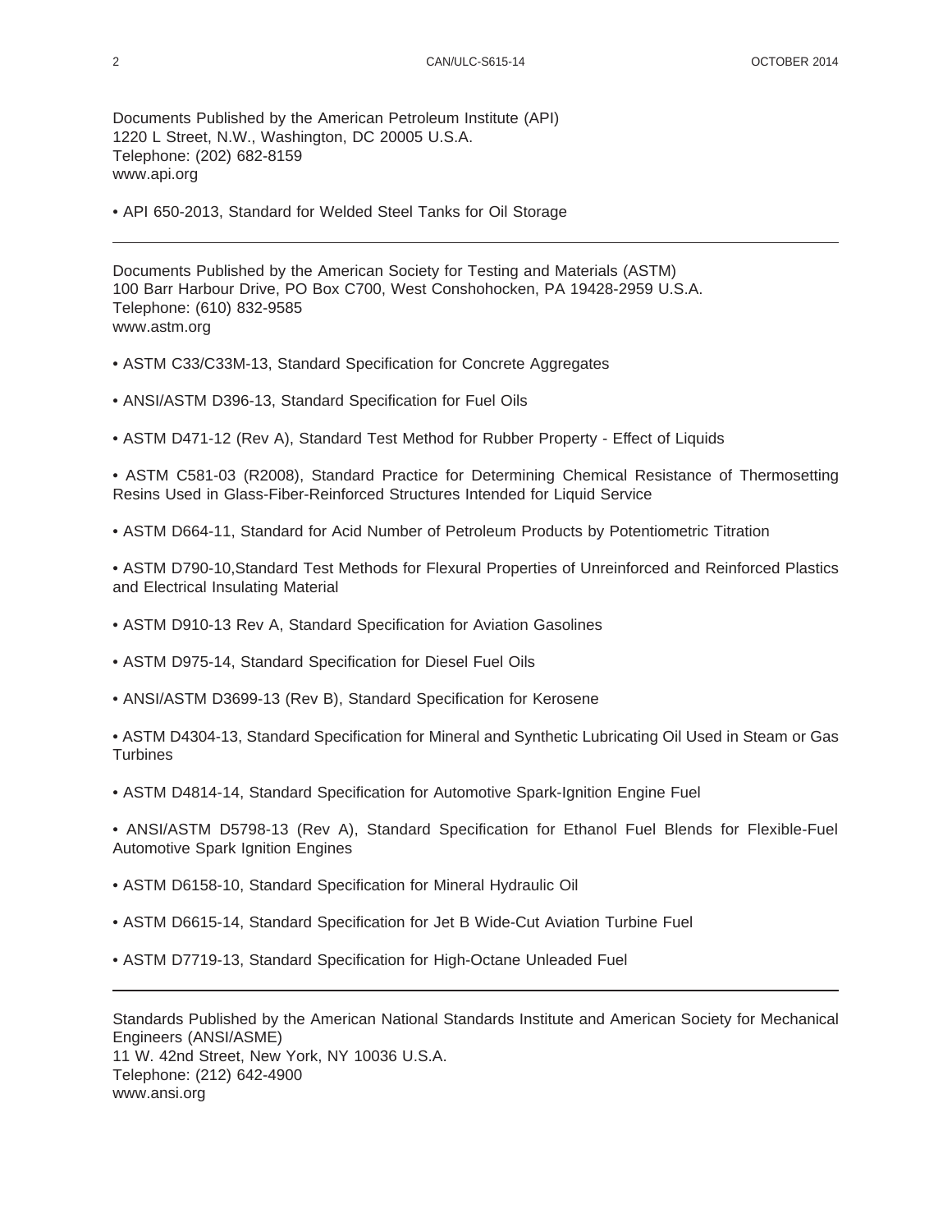Documents Published by the American Petroleum Institute (API)
1220 L Street, N.W., Washington, DC 20005 U.S.A.
Telephone: (202) 682-8159
www.api.org

- API 650-2013, Standard for Welded Steel Tanks for Oil Storage

---

Documents Published by the American Society for Testing and Materials (ASTM)
100 Barr Harbour Drive, PO Box C700, West Conshohocken, PA 19428-2959 U.S.A.
Telephone: (610) 832-9585
www.astm.org

- ASTM C33/C33M-13, Standard Specification for Concrete Aggregates

- ANSI/ASTM D396-13, Standard Specification for Fuel Oils

- ASTM D471-12 (Rev A), Standard Test Method for Rubber Property - Effect of Liquids

- ASTM C581-03 (R2008), Standard Practice for Determining Chemical Resistance of Thermosetting Resins Used in Glass-Fiber-Reinforced Structures Intended for Liquid Service

- ASTM D664-11, Standard for Acid Number of Petroleum Products by Potentiometric Titration

- ASTM D790-10,Standard Test Methods for Flexural Properties of Unreinforced and Reinforced Plastics and Electrical Insulating Material

- ASTM D910-13 Rev A, Standard Specification for Aviation Gasolines

- ASTM D975-14, Standard Specification for Diesel Fuel Oils

- ANSI/ASTM D3699-13 (Rev B), Standard Specification for Kerosene

- ASTM D4304-13, Standard Specification for Mineral and Synthetic Lubricating Oil Used in Steam or Gas Turbines

- ASTM D4814-14, Standard Specification for Automotive Spark-Ignition Engine Fuel

- ANSI/ASTM D5798-13 (Rev A), Standard Specification for Ethanol Fuel Blends for Flexible-Fuel Automotive Spark Ignition Engines

- ASTM D6158-10, Standard Specification for Mineral Hydraulic Oil

- ASTM D6615-14, Standard Specification for Jet B Wide-Cut Aviation Turbine Fuel

- ASTM D7719-13, Standard Specification for High-Octane Unleaded Fuel

---

Standards Published by the American National Standards Institute and American Society for Mechanical Engineers (ANSI/ASME)
11 W. 42nd Street, New York, NY 10036 U.S.A.
Telephone: (212) 642-4900
www.ansi.org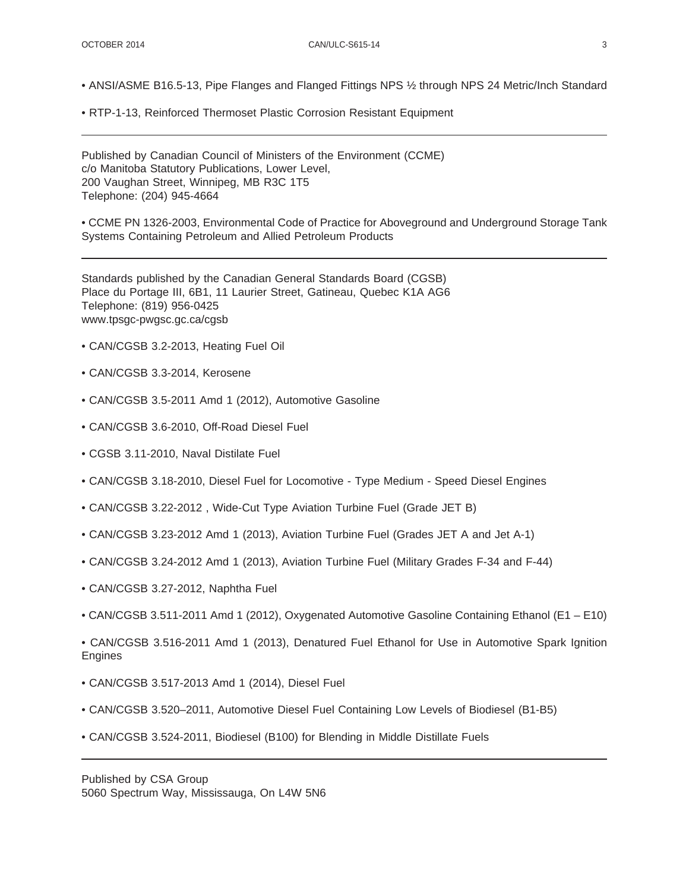- ANSI/ASME B16.5-13, Pipe Flanges and Flanged Fittings NPS ½ through NPS 24 Metric/Inch Standard
- RTP-1-13, Reinforced Thermoset Plastic Corrosion Resistant Equipment

---

Published by Canadian Council of Ministers of the Environment (CCME)
c/o Manitoba Statutory Publications, Lower Level,
200 Vaughan Street, Winnipeg, MB R3C 1T5
Telephone: (204) 945-4664

- CCME PN 1326-2003, Environmental Code of Practice for Aboveground and Underground Storage Tank Systems Containing Petroleum and Allied Petroleum Products

---

Standards published by the Canadian General Standards Board (CGSB)
Place du Portage III, 6B1, 11 Laurier Street, Gatineau, Quebec K1A AG6
Telephone: (819) 956-0425
www.tpsgc-pwgsc.gc.ca/cgsb

- CAN/CGSB 3.2-2013, Heating Fuel Oil
- CAN/CGSB 3.3-2014, Kerosene
- CAN/CGSB 3.5-2011 Amd 1 (2012), Automotive Gasoline
- CAN/CGSB 3.6-2010, Off-Road Diesel Fuel
- CGSB 3.11-2010, Naval Distilate Fuel
- CAN/CGSB 3.18-2010, Diesel Fuel for Locomotive - Type Medium - Speed Diesel Engines
- CAN/CGSB 3.22-2012 , Wide-Cut Type Aviation Turbine Fuel (Grade JET B)
- CAN/CGSB 3.23-2012 Amd 1 (2013), Aviation Turbine Fuel (Grades JET A and Jet A-1)
- CAN/CGSB 3.24-2012 Amd 1 (2013), Aviation Turbine Fuel (Military Grades F-34 and F-44)
- CAN/CGSB 3.27-2012, Naphtha Fuel
- CAN/CGSB 3.511-2011 Amd 1 (2012), Oxygenated Automotive Gasoline Containing Ethanol (E1 – E10)
- CAN/CGSB 3.516-2011 Amd 1 (2013), Denatured Fuel Ethanol for Use in Automotive Spark Ignition Engines
- CAN/CGSB 3.517-2013 Amd 1 (2014), Diesel Fuel
- CAN/CGSB 3.520–2011, Automotive Diesel Fuel Containing Low Levels of Biodiesel (B1-B5)
- CAN/CGSB 3.524-2011, Biodiesel (B100) for Blending in Middle Distillate Fuels

---

Published by CSA Group
5060 Spectrum Way, Mississauga, On L4W 5N6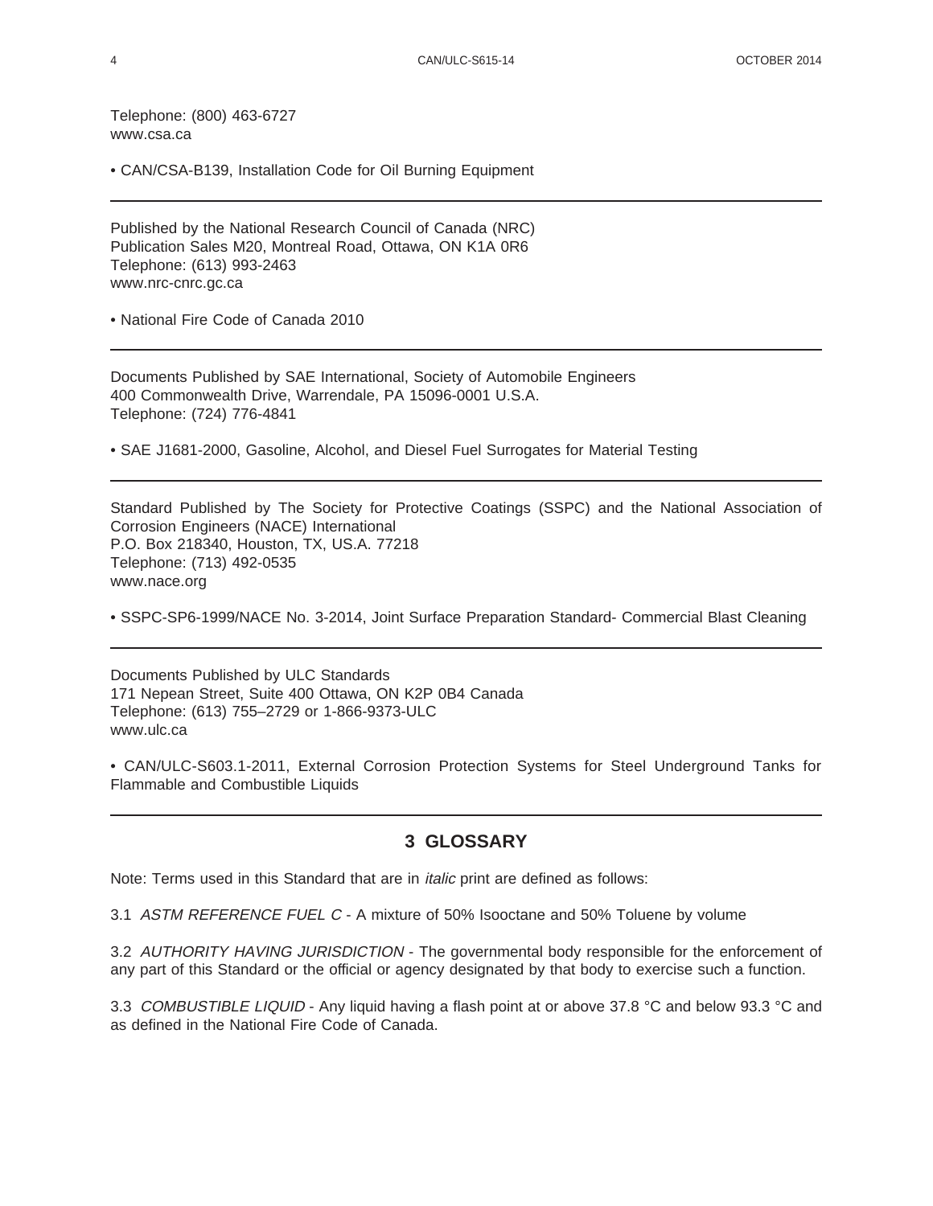Telephone: (800) 463-6727
www.csa.ca

• CAN/CSA-B139, Installation Code for Oil Burning Equipment

---

Published by the National Research Council of Canada (NRC)
Publication Sales M20, Montreal Road, Ottawa, ON K1A 0R6
Telephone: (613) 993-2463
www.nrc-cnrc.gc.ca

• National Fire Code of Canada 2010

---

Documents Published by SAE International, Society of Automobile Engineers
400 Commonwealth Drive, Warrendale, PA 15096-0001 U.S.A.
Telephone: (724) 776-4841

• SAE J1681-2000, Gasoline, Alcohol, and Diesel Fuel Surrogates for Material Testing

---

Standard Published by The Society for Protective Coatings (SSPC) and the National Association of Corrosion Engineers (NACE) International
P.O. Box 218340, Houston, TX, US.A. 77218
Telephone: (713) 492-0535
www.nace.org

• SSPC-SP6-1999/NACE No. 3-2014, Joint Surface Preparation Standard- Commercial Blast Cleaning

---

Documents Published by ULC Standards
171 Nepean Street, Suite 400 Ottawa, ON K2P 0B4 Canada
Telephone: (613) 755–2729 or 1-866-9373-ULC
www.ulc.ca

• CAN/ULC-S603.1-2011, External Corrosion Protection Systems for Steel Underground Tanks for Flammable and Combustible Liquids

---

## 3 GLOSSARY

Note: Terms used in this Standard that are in *italic* print are defined as follows:

3.1 *ASTM REFERENCE FUEL C* - A mixture of 50% Isooctane and 50% Toluene by volume

3.2 *AUTHORITY HAVING JURISDICTION* - The governmental body responsible for the enforcement of any part of this Standard or the official or agency designated by that body to exercise such a function.

3.3 *COMBUSTIBLE LIQUID* - Any liquid having a flash point at or above 37.8 °C and below 93.3 °C and as defined in the National Fire Code of Canada.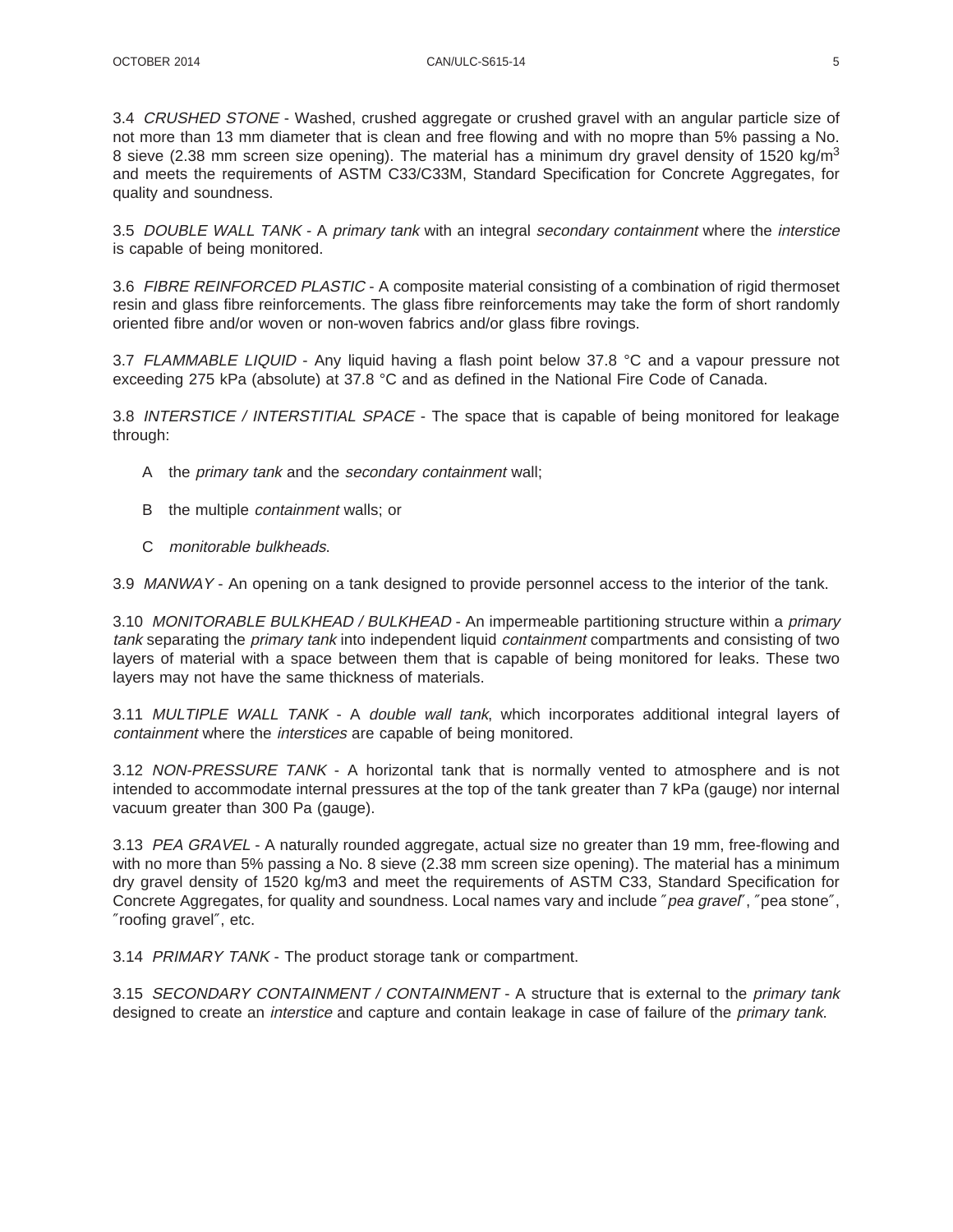3.4 *CRUSHED STONE* - Washed, crushed aggregate or crushed gravel with an angular particle size of not more than 13 mm diameter that is clean and free flowing and with no mopre than 5% passing a No. 8 sieve (2.38 mm screen size opening). The material has a minimum dry gravel density of 1520 kg/m$^3$ and meets the requirements of ASTM C33/C33M, Standard Specification for Concrete Aggregates, for quality and soundness.

3.5 *DOUBLE WALL TANK* - A *primary tank* with an integral *secondary containment* where the *interstice* is capable of being monitored.

3.6 *FIBRE REINFORCED PLASTIC* - A composite material consisting of a combination of rigid thermoset resin and glass fibre reinforcements. The glass fibre reinforcements may take the form of short randomly oriented fibre and/or woven or non-woven fabrics and/or glass fibre rovings.

3.7 *FLAMMABLE LIQUID* - Any liquid having a flash point below 37.8 °C and a vapour pressure not exceeding 275 kPa (absolute) at 37.8 °C and as defined in the National Fire Code of Canada.

3.8 *INTERSTICE / INTERSTITIAL SPACE* - The space that is capable of being monitored for leakage through:

A the *primary tank* and the *secondary containment* wall;

B the multiple *containment* walls; or

C *monitorable bulkheads*.

3.9 *MANWAY* - An opening on a tank designed to provide personnel access to the interior of the tank.

3.10 *MONITORABLE BULKHEAD / BULKHEAD* - An impermeable partitioning structure within a *primary tank* separating the *primary tank* into independent liquid *containment* compartments and consisting of two layers of material with a space between them that is capable of being monitored for leaks. These two layers may not have the same thickness of materials.

3.11 *MULTIPLE WALL TANK* - A *double wall tank*, which incorporates additional integral layers of *containment* where the *interstices* are capable of being monitored.

3.12 *NON-PRESSURE TANK* - A horizontal tank that is normally vented to atmosphere and is not intended to accommodate internal pressures at the top of the tank greater than 7 kPa (gauge) nor internal vacuum greater than 300 Pa (gauge).

3.13 *PEA GRAVEL* - A naturally rounded aggregate, actual size no greater than 19 mm, free-flowing and with no more than 5% passing a No. 8 sieve (2.38 mm screen size opening). The material has a minimum dry gravel density of 1520 kg/m3 and meet the requirements of ASTM C33, Standard Specification for Concrete Aggregates, for quality and soundness. Local names vary and include ″*pea gravel*″, ″pea stone″, ″roofing gravel″, etc.

3.14 *PRIMARY TANK* - The product storage tank or compartment.

3.15 *SECONDARY CONTAINMENT / CONTAINMENT* - A structure that is external to the *primary tank* designed to create an *interstice* and capture and contain leakage in case of failure of the *primary tank.*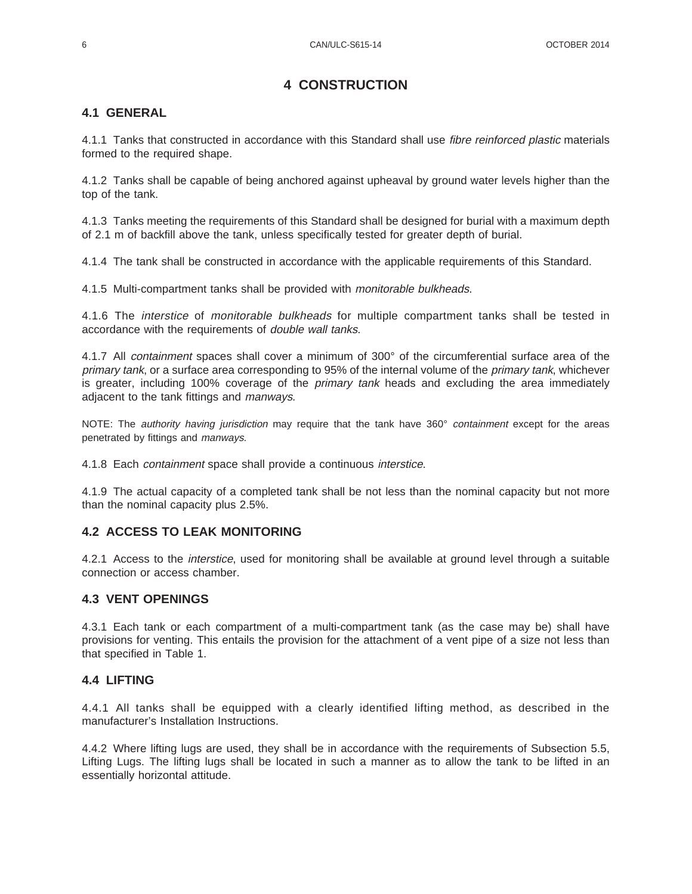# 4 CONSTRUCTION

## 4.1 GENERAL

4.1.1 Tanks that constructed in accordance with this Standard shall use *fibre reinforced plastic* materials formed to the required shape.

4.1.2 Tanks shall be capable of being anchored against upheaval by ground water levels higher than the top of the tank.

4.1.3 Tanks meeting the requirements of this Standard shall be designed for burial with a maximum depth of 2.1 m of backfill above the tank, unless specifically tested for greater depth of burial.

4.1.4 The tank shall be constructed in accordance with the applicable requirements of this Standard.

4.1.5 Multi-compartment tanks shall be provided with *monitorable bulkheads*.

4.1.6 The *interstice* of *monitorable bulkheads* for multiple compartment tanks shall be tested in accordance with the requirements of *double wall tanks*.

4.1.7 All *containment* spaces shall cover a minimum of 300° of the circumferential surface area of the *primary tank*, or a surface area corresponding to 95% of the internal volume of the *primary tank*, whichever is greater, including 100% coverage of the *primary tank* heads and excluding the area immediately adjacent to the tank fittings and *manways*.

NOTE: The *authority having jurisdiction* may require that the tank have 360° *containment* except for the areas penetrated by fittings and *manways*.

4.1.8 Each *containment* space shall provide a continuous *interstice*.

4.1.9 The actual capacity of a completed tank shall be not less than the nominal capacity but not more than the nominal capacity plus 2.5%.

## 4.2 ACCESS TO LEAK MONITORING

4.2.1 Access to the *interstice*, used for monitoring shall be available at ground level through a suitable connection or access chamber.

## 4.3 VENT OPENINGS

4.3.1 Each tank or each compartment of a multi-compartment tank (as the case may be) shall have provisions for venting. This entails the provision for the attachment of a vent pipe of a size not less than that specified in Table 1.

## 4.4 LIFTING

4.4.1 All tanks shall be equipped with a clearly identified lifting method, as described in the manufacturer's Installation Instructions.

4.4.2 Where lifting lugs are used, they shall be in accordance with the requirements of Subsection 5.5, Lifting Lugs. The lifting lugs shall be located in such a manner as to allow the tank to be lifted in an essentially horizontal attitude.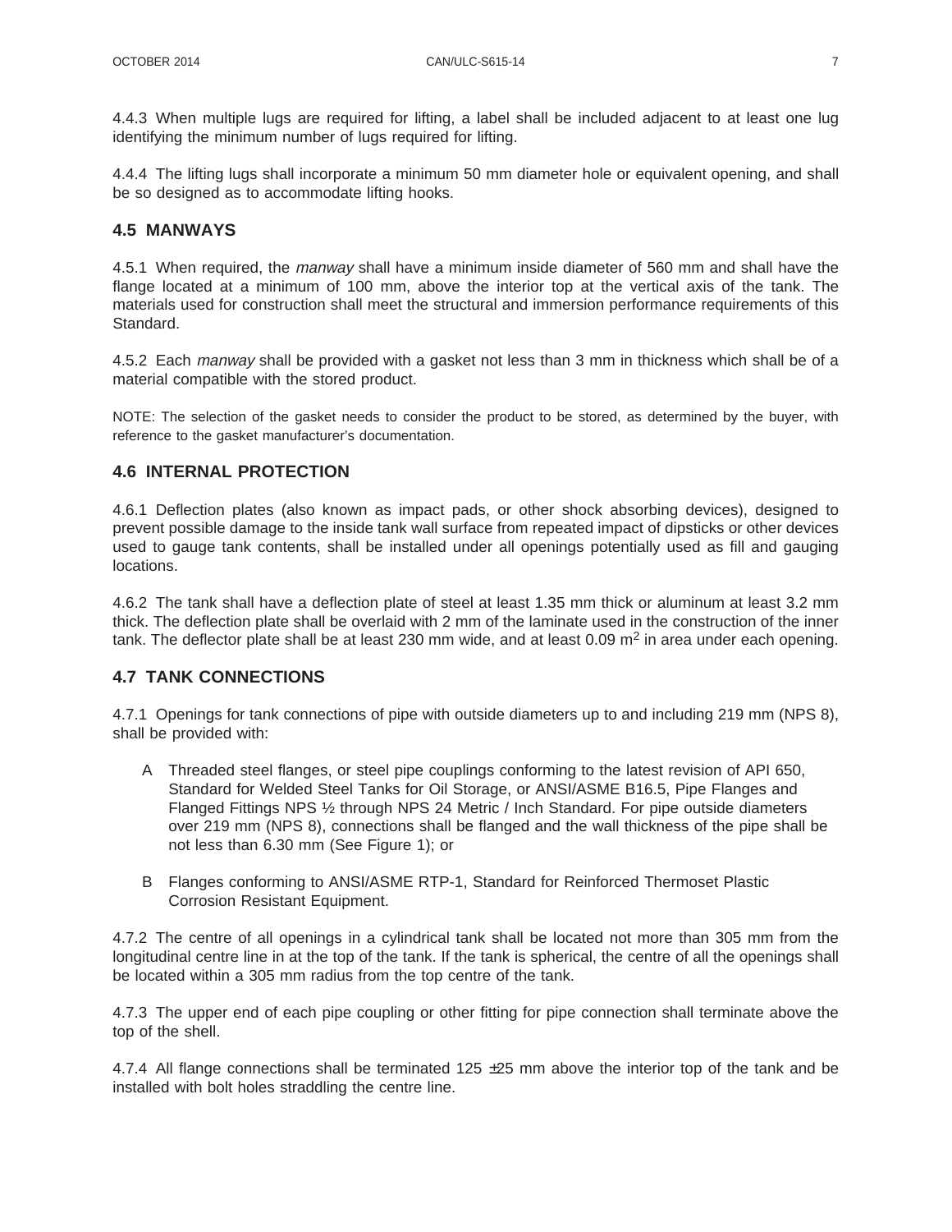4.4.3 When multiple lugs are required for lifting, a label shall be included adjacent to at least one lug identifying the minimum number of lugs required for lifting.

4.4.4 The lifting lugs shall incorporate a minimum 50 mm diameter hole or equivalent opening, and shall be so designed as to accommodate lifting hooks.

## 4.5 MANWAYS

4.5.1 When required, the *manway* shall have a minimum inside diameter of 560 mm and shall have the flange located at a minimum of 100 mm, above the interior top at the vertical axis of the tank. The materials used for construction shall meet the structural and immersion performance requirements of this Standard.

4.5.2 Each *manway* shall be provided with a gasket not less than 3 mm in thickness which shall be of a material compatible with the stored product.

NOTE: The selection of the gasket needs to consider the product to be stored, as determined by the buyer, with reference to the gasket manufacturer's documentation.

## 4.6 INTERNAL PROTECTION

4.6.1 Deflection plates (also known as impact pads, or other shock absorbing devices), designed to prevent possible damage to the inside tank wall surface from repeated impact of dipsticks or other devices used to gauge tank contents, shall be installed under all openings potentially used as fill and gauging locations.

4.6.2 The tank shall have a deflection plate of steel at least 1.35 mm thick or aluminum at least 3.2 mm thick. The deflection plate shall be overlaid with 2 mm of the laminate used in the construction of the inner tank. The deflector plate shall be at least 230 mm wide, and at least 0.09 $m^2$ in area under each opening.

## 4.7 TANK CONNECTIONS

4.7.1 Openings for tank connections of pipe with outside diameters up to and including 219 mm (NPS 8), shall be provided with:

A Threaded steel flanges, or steel pipe couplings conforming to the latest revision of API 650, Standard for Welded Steel Tanks for Oil Storage, or ANSI/ASME B16.5, Pipe Flanges and Flanged Fittings NPS ½ through NPS 24 Metric / Inch Standard. For pipe outside diameters over 219 mm (NPS 8), connections shall be flanged and the wall thickness of the pipe shall be not less than 6.30 mm (See Figure 1); or

B Flanges conforming to ANSI/ASME RTP-1, Standard for Reinforced Thermoset Plastic Corrosion Resistant Equipment.

4.7.2 The centre of all openings in a cylindrical tank shall be located not more than 305 mm from the longitudinal centre line in at the top of the tank. If the tank is spherical, the centre of all the openings shall be located within a 305 mm radius from the top centre of the tank.

4.7.3 The upper end of each pipe coupling or other fitting for pipe connection shall terminate above the top of the shell.

4.7.4 All flange connections shall be terminated 125 ±25 mm above the interior top of the tank and be installed with bolt holes straddling the centre line.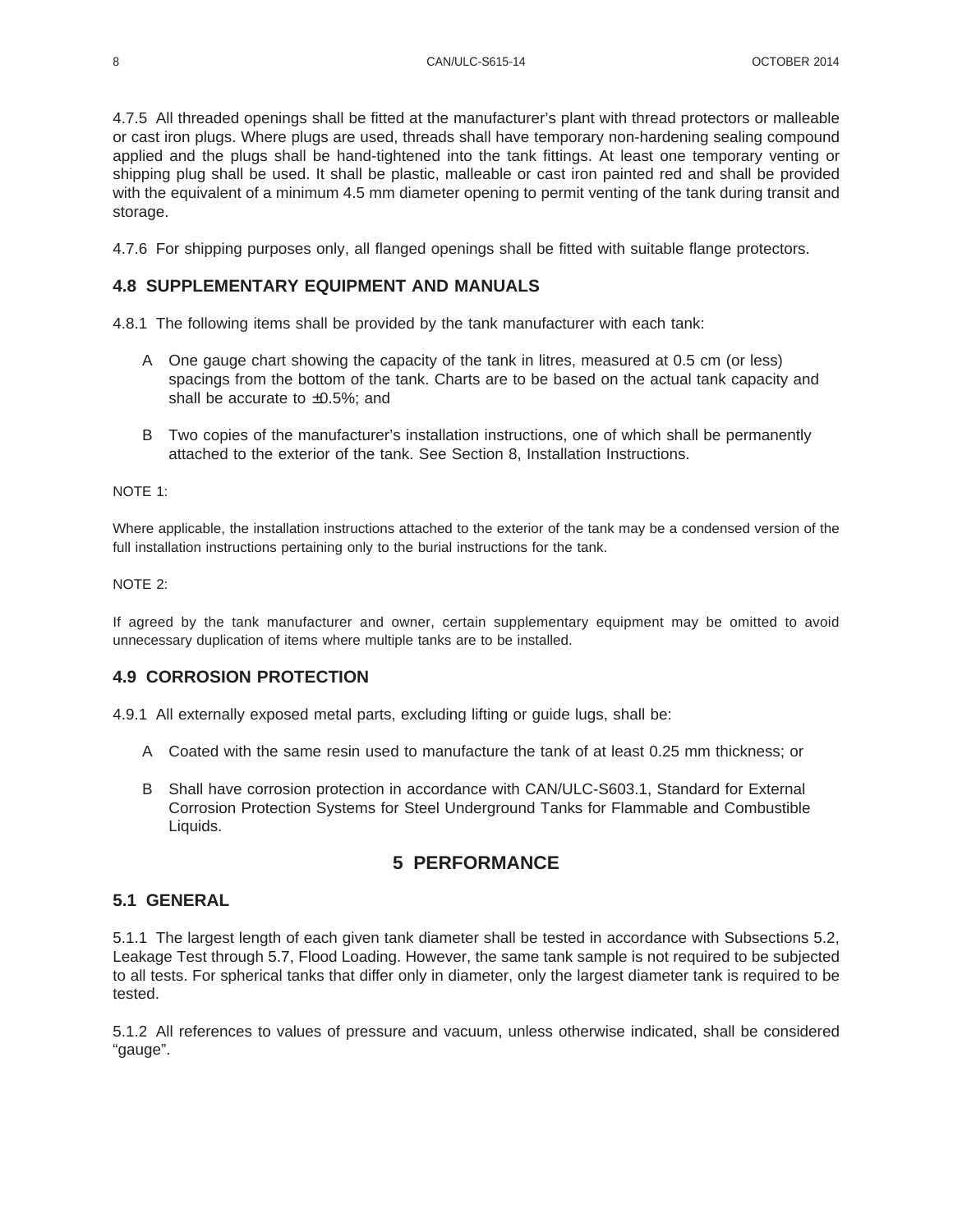4.7.5 All threaded openings shall be fitted at the manufacturer's plant with thread protectors or malleable or cast iron plugs. Where plugs are used, threads shall have temporary non-hardening sealing compound applied and the plugs shall be hand-tightened into the tank fittings. At least one temporary venting or shipping plug shall be used. It shall be plastic, malleable or cast iron painted red and shall be provided with the equivalent of a minimum 4.5 mm diameter opening to permit venting of the tank during transit and storage.

4.7.6 For shipping purposes only, all flanged openings shall be fitted with suitable flange protectors.

### 4.8 SUPPLEMENTARY EQUIPMENT AND MANUALS

4.8.1 The following items shall be provided by the tank manufacturer with each tank:

A One gauge chart showing the capacity of the tank in litres, measured at 0.5 cm (or less) spacings from the bottom of the tank. Charts are to be based on the actual tank capacity and shall be accurate to ±0.5%; and

B Two copies of the manufacturer's installation instructions, one of which shall be permanently attached to the exterior of the tank. See Section 8, Installation Instructions.

NOTE 1:

Where applicable, the installation instructions attached to the exterior of the tank may be a condensed version of the full installation instructions pertaining only to the burial instructions for the tank.

NOTE 2:

If agreed by the tank manufacturer and owner, certain supplementary equipment may be omitted to avoid unnecessary duplication of items where multiple tanks are to be installed.

### 4.9 CORROSION PROTECTION

4.9.1 All externally exposed metal parts, excluding lifting or guide lugs, shall be:

A Coated with the same resin used to manufacture the tank of at least 0.25 mm thickness; or

B Shall have corrosion protection in accordance with CAN/ULC-S603.1, Standard for External Corrosion Protection Systems for Steel Underground Tanks for Flammable and Combustible Liquids.

## 5 PERFORMANCE

### 5.1 GENERAL

5.1.1 The largest length of each given tank diameter shall be tested in accordance with Subsections 5.2, Leakage Test through 5.7, Flood Loading. However, the same tank sample is not required to be subjected to all tests. For spherical tanks that differ only in diameter, only the largest diameter tank is required to be tested.

5.1.2 All references to values of pressure and vacuum, unless otherwise indicated, shall be considered "gauge".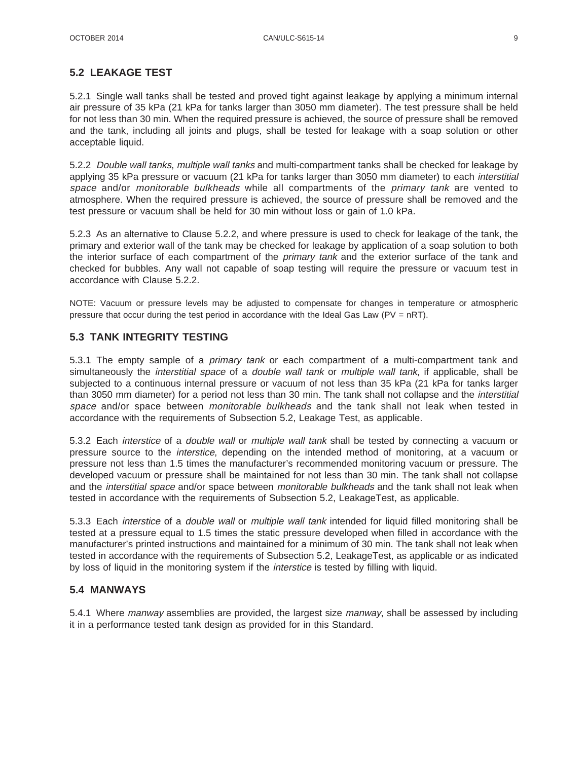## 5.2 LEAKAGE TEST

5.2.1 Single wall tanks shall be tested and proved tight against leakage by applying a minimum internal air pressure of 35 kPa (21 kPa for tanks larger than 3050 mm diameter). The test pressure shall be held for not less than 30 min. When the required pressure is achieved, the source of pressure shall be removed and the tank, including all joints and plugs, shall be tested for leakage with a soap solution or other acceptable liquid.

5.2.2 *Double wall tanks*, *multiple wall tanks* and multi-compartment tanks shall be checked for leakage by applying 35 kPa pressure or vacuum (21 kPa for tanks larger than 3050 mm diameter) to each *interstitial space* and/or *monitorable bulkheads* while all compartments of the *primary tank* are vented to atmosphere. When the required pressure is achieved, the source of pressure shall be removed and the test pressure or vacuum shall be held for 30 min without loss or gain of 1.0 kPa.

5.2.3 As an alternative to Clause 5.2.2, and where pressure is used to check for leakage of the tank, the primary and exterior wall of the tank may be checked for leakage by application of a soap solution to both the interior surface of each compartment of the *primary tank* and the exterior surface of the tank and checked for bubbles. Any wall not capable of soap testing will require the pressure or vacuum test in accordance with Clause 5.2.2.

NOTE: Vacuum or pressure levels may be adjusted to compensate for changes in temperature or atmospheric pressure that occur during the test period in accordance with the Ideal Gas Law ($PV = nRT$).

## 5.3 TANK INTEGRITY TESTING

5.3.1 The empty sample of a *primary tank* or each compartment of a multi-compartment tank and simultaneously the *interstitial space* of a *double wall tank* or *multiple wall tank*, if applicable, shall be subjected to a continuous internal pressure or vacuum of not less than 35 kPa (21 kPa for tanks larger than 3050 mm diameter) for a period not less than 30 min. The tank shall not collapse and the *interstitial space* and/or space between *monitorable bulkheads* and the tank shall not leak when tested in accordance with the requirements of Subsection 5.2, Leakage Test, as applicable.

5.3.2 Each *interstice* of a *double wall* or *multiple wall tank* shall be tested by connecting a vacuum or pressure source to the *interstice*, depending on the intended method of monitoring, at a vacuum or pressure not less than 1.5 times the manufacturer's recommended monitoring vacuum or pressure. The developed vacuum or pressure shall be maintained for not less than 30 min. The tank shall not collapse and the *interstitial space* and/or space between *monitorable bulkheads* and the tank shall not leak when tested in accordance with the requirements of Subsection 5.2, LeakageTest, as applicable.

5.3.3 Each *interstice* of a *double wall* or *multiple wall tank* intended for liquid filled monitoring shall be tested at a pressure equal to 1.5 times the static pressure developed when filled in accordance with the manufacturer's printed instructions and maintained for a minimum of 30 min. The tank shall not leak when tested in accordance with the requirements of Subsection 5.2, LeakageTest, as applicable or as indicated by loss of liquid in the monitoring system if the *interstice* is tested by filling with liquid.

## 5.4 MANWAYS

5.4.1 Where *manway* assemblies are provided, the largest size *manway*, shall be assessed by including it in a performance tested tank design as provided for in this Standard.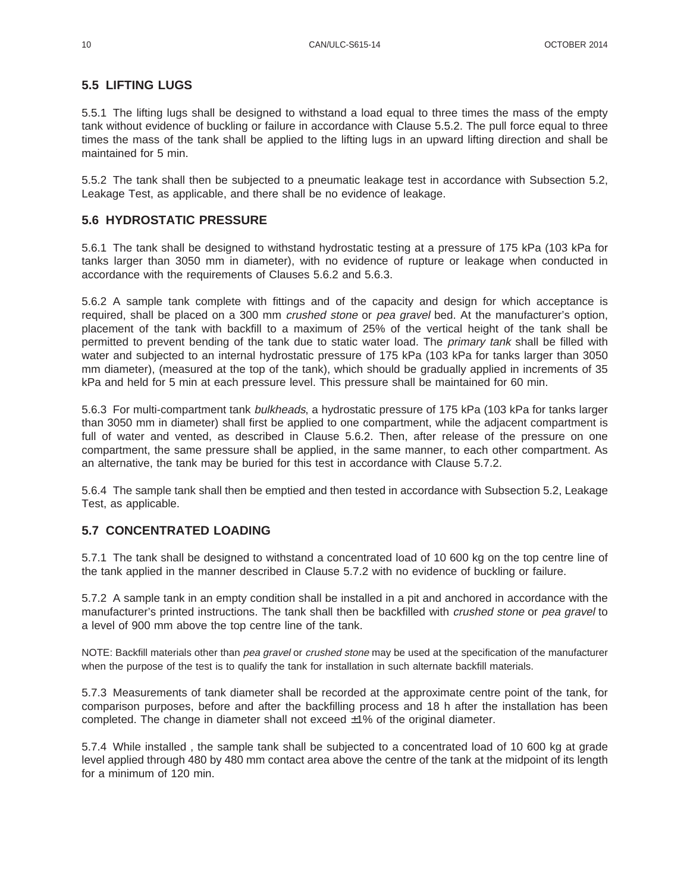## 5.5 LIFTING LUGS

5.5.1 The lifting lugs shall be designed to withstand a load equal to three times the mass of the empty tank without evidence of buckling or failure in accordance with Clause 5.5.2. The pull force equal to three times the mass of the tank shall be applied to the lifting lugs in an upward lifting direction and shall be maintained for 5 min.

5.5.2 The tank shall then be subjected to a pneumatic leakage test in accordance with Subsection 5.2, Leakage Test, as applicable, and there shall be no evidence of leakage.

## 5.6 HYDROSTATIC PRESSURE

5.6.1 The tank shall be designed to withstand hydrostatic testing at a pressure of 175 kPa (103 kPa for tanks larger than 3050 mm in diameter), with no evidence of rupture or leakage when conducted in accordance with the requirements of Clauses 5.6.2 and 5.6.3.

5.6.2 A sample tank complete with fittings and of the capacity and design for which acceptance is required, shall be placed on a 300 mm *crushed stone* or *pea gravel* bed. At the manufacturer's option, placement of the tank with backfill to a maximum of 25% of the vertical height of the tank shall be permitted to prevent bending of the tank due to static water load. The *primary tank* shall be filled with water and subjected to an internal hydrostatic pressure of 175 kPa (103 kPa for tanks larger than 3050 mm diameter), (measured at the top of the tank), which should be gradually applied in increments of 35 kPa and held for 5 min at each pressure level. This pressure shall be maintained for 60 min.

5.6.3 For multi-compartment tank *bulkheads*, a hydrostatic pressure of 175 kPa (103 kPa for tanks larger than 3050 mm in diameter) shall first be applied to one compartment, while the adjacent compartment is full of water and vented, as described in Clause 5.6.2. Then, after release of the pressure on one compartment, the same pressure shall be applied, in the same manner, to each other compartment. As an alternative, the tank may be buried for this test in accordance with Clause 5.7.2.

5.6.4 The sample tank shall then be emptied and then tested in accordance with Subsection 5.2, Leakage Test, as applicable.

## 5.7 CONCENTRATED LOADING

5.7.1 The tank shall be designed to withstand a concentrated load of 10 600 kg on the top centre line of the tank applied in the manner described in Clause 5.7.2 with no evidence of buckling or failure.

5.7.2 A sample tank in an empty condition shall be installed in a pit and anchored in accordance with the manufacturer's printed instructions. The tank shall then be backfilled with *crushed stone* or *pea gravel* to a level of 900 mm above the top centre line of the tank.

NOTE: Backfill materials other than *pea gravel* or *crushed stone* may be used at the specification of the manufacturer when the purpose of the test is to qualify the tank for installation in such alternate backfill materials.

5.7.3 Measurements of tank diameter shall be recorded at the approximate centre point of the tank, for comparison purposes, before and after the backfilling process and 18 h after the installation has been completed. The change in diameter shall not exceed ±1% of the original diameter.

5.7.4 While installed , the sample tank shall be subjected to a concentrated load of 10 600 kg at grade level applied through 480 by 480 mm contact area above the centre of the tank at the midpoint of its length for a minimum of 120 min.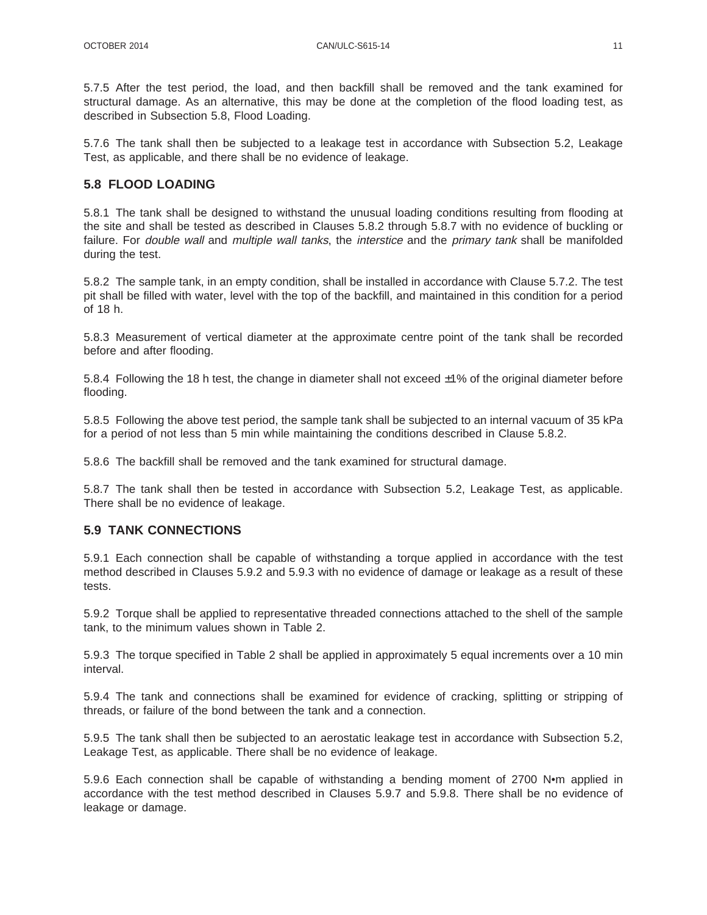5.7.5 After the test period, the load, and then backfill shall be removed and the tank examined for structural damage. As an alternative, this may be done at the completion of the flood loading test, as described in Subsection 5.8, Flood Loading.

5.7.6 The tank shall then be subjected to a leakage test in accordance with Subsection 5.2, Leakage Test, as applicable, and there shall be no evidence of leakage.

## 5.8 FLOOD LOADING

5.8.1 The tank shall be designed to withstand the unusual loading conditions resulting from flooding at the site and shall be tested as described in Clauses 5.8.2 through 5.8.7 with no evidence of buckling or failure. For *double wall* and *multiple wall tanks*, the *interstice* and the *primary tank* shall be manifolded during the test.

5.8.2 The sample tank, in an empty condition, shall be installed in accordance with Clause 5.7.2. The test pit shall be filled with water, level with the top of the backfill, and maintained in this condition for a period of 18 h.

5.8.3 Measurement of vertical diameter at the approximate centre point of the tank shall be recorded before and after flooding.

5.8.4 Following the 18 h test, the change in diameter shall not exceed ±1% of the original diameter before flooding.

5.8.5 Following the above test period, the sample tank shall be subjected to an internal vacuum of 35 kPa for a period of not less than 5 min while maintaining the conditions described in Clause 5.8.2.

5.8.6 The backfill shall be removed and the tank examined for structural damage.

5.8.7 The tank shall then be tested in accordance with Subsection 5.2, Leakage Test, as applicable. There shall be no evidence of leakage.

## 5.9 TANK CONNECTIONS

5.9.1 Each connection shall be capable of withstanding a torque applied in accordance with the test method described in Clauses 5.9.2 and 5.9.3 with no evidence of damage or leakage as a result of these tests.

5.9.2 Torque shall be applied to representative threaded connections attached to the shell of the sample tank, to the minimum values shown in Table 2.

5.9.3 The torque specified in Table 2 shall be applied in approximately 5 equal increments over a 10 min interval.

5.9.4 The tank and connections shall be examined for evidence of cracking, splitting or stripping of threads, or failure of the bond between the tank and a connection.

5.9.5 The tank shall then be subjected to an aerostatic leakage test in accordance with Subsection 5.2, Leakage Test, as applicable. There shall be no evidence of leakage.

5.9.6 Each connection shall be capable of withstanding a bending moment of 2700 N•m applied in accordance with the test method described in Clauses 5.9.7 and 5.9.8. There shall be no evidence of leakage or damage.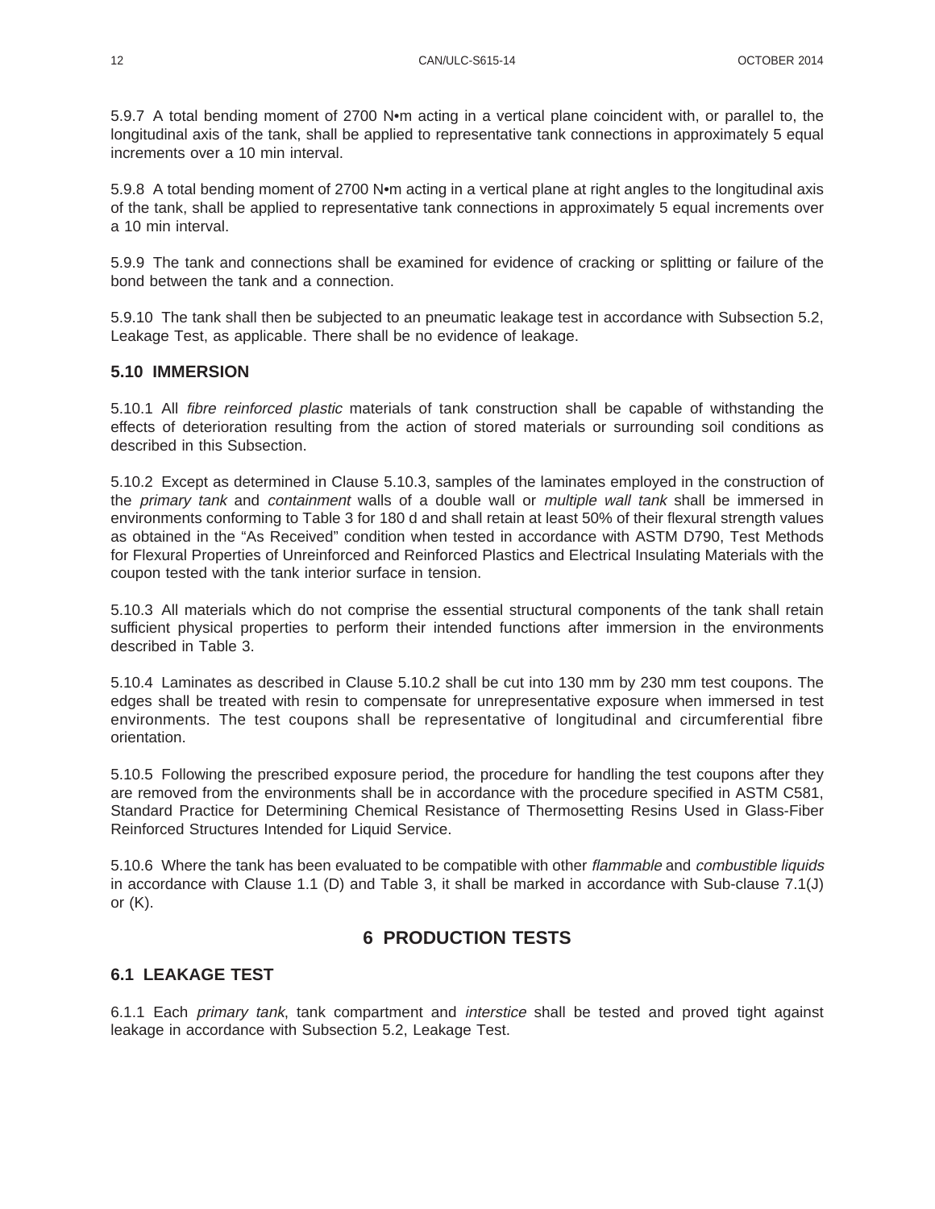5.9.7 A total bending moment of 2700 N•m acting in a vertical plane coincident with, or parallel to, the longitudinal axis of the tank, shall be applied to representative tank connections in approximately 5 equal increments over a 10 min interval.

5.9.8 A total bending moment of 2700 N•m acting in a vertical plane at right angles to the longitudinal axis of the tank, shall be applied to representative tank connections in approximately 5 equal increments over a 10 min interval.

5.9.9 The tank and connections shall be examined for evidence of cracking or splitting or failure of the bond between the tank and a connection.

5.9.10 The tank shall then be subjected to an pneumatic leakage test in accordance with Subsection 5.2, Leakage Test, as applicable. There shall be no evidence of leakage.

### 5.10 IMMERSION

5.10.1 All *fibre reinforced plastic* materials of tank construction shall be capable of withstanding the effects of deterioration resulting from the action of stored materials or surrounding soil conditions as described in this Subsection.

5.10.2 Except as determined in Clause 5.10.3, samples of the laminates employed in the construction of the *primary tank* and *containment* walls of a double wall or *multiple wall tank* shall be immersed in environments conforming to Table 3 for 180 d and shall retain at least 50% of their flexural strength values as obtained in the "As Received" condition when tested in accordance with ASTM D790, Test Methods for Flexural Properties of Unreinforced and Reinforced Plastics and Electrical Insulating Materials with the coupon tested with the tank interior surface in tension.

5.10.3 All materials which do not comprise the essential structural components of the tank shall retain sufficient physical properties to perform their intended functions after immersion in the environments described in Table 3.

5.10.4 Laminates as described in Clause 5.10.2 shall be cut into 130 mm by 230 mm test coupons. The edges shall be treated with resin to compensate for unrepresentative exposure when immersed in test environments. The test coupons shall be representative of longitudinal and circumferential fibre orientation.

5.10.5 Following the prescribed exposure period, the procedure for handling the test coupons after they are removed from the environments shall be in accordance with the procedure specified in ASTM C581, Standard Practice for Determining Chemical Resistance of Thermosetting Resins Used in Glass-Fiber Reinforced Structures Intended for Liquid Service.

5.10.6 Where the tank has been evaluated to be compatible with other *flammable* and *combustible liquids* in accordance with Clause 1.1 (D) and Table 3, it shall be marked in accordance with Sub-clause 7.1(J) or (K).

## 6 PRODUCTION TESTS

### 6.1 LEAKAGE TEST

6.1.1 Each *primary tank*, tank compartment and *interstice* shall be tested and proved tight against leakage in accordance with Subsection 5.2, Leakage Test.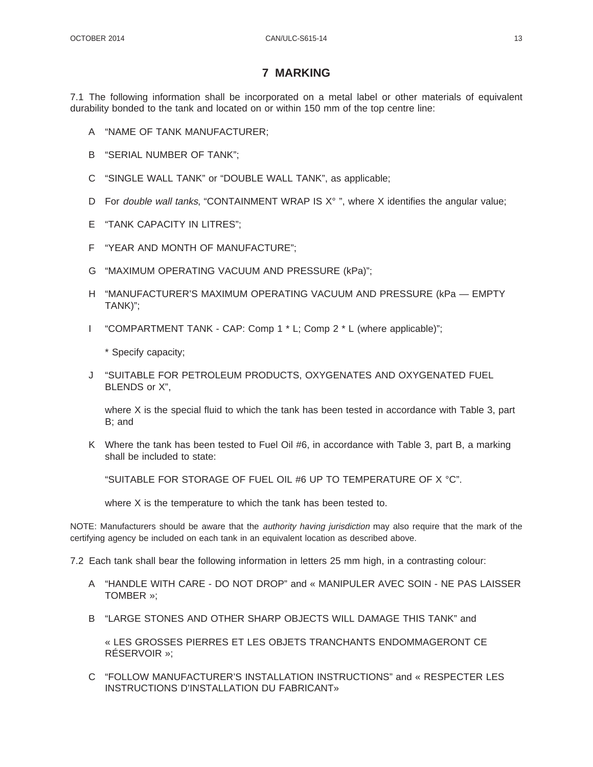# 7 MARKING

7.1 The following information shall be incorporated on a metal label or other materials of equivalent durability bonded to the tank and located on or within 150 mm of the top centre line:

A "NAME OF TANK MANUFACTURER;

B "SERIAL NUMBER OF TANK";

C "SINGLE WALL TANK" or "DOUBLE WALL TANK", as applicable;

D For *double wall tanks*, "CONTAINMENT WRAP IS X° ", where X identifies the angular value;

E "TANK CAPACITY IN LITRES";

F "YEAR AND MONTH OF MANUFACTURE";

G "MAXIMUM OPERATING VACUUM AND PRESSURE (kPa)";

H "MANUFACTURER'S MAXIMUM OPERATING VACUUM AND PRESSURE (kPa — EMPTY TANK)";

I "COMPARTMENT TANK - CAP: Comp 1 * L; Comp 2 * L (where applicable)";

\* Specify capacity;

J "SUITABLE FOR PETROLEUM PRODUCTS, OXYGENATES AND OXYGENATED FUEL BLENDS or X",

where X is the special fluid to which the tank has been tested in accordance with Table 3, part B; and

K Where the tank has been tested to Fuel Oil #6, in accordance with Table 3, part B, a marking shall be included to state:

"SUITABLE FOR STORAGE OF FUEL OIL #6 UP TO TEMPERATURE OF X °C".

where X is the temperature to which the tank has been tested to.

NOTE: Manufacturers should be aware that the *authority having jurisdiction* may also require that the mark of the certifying agency be included on each tank in an equivalent location as described above.

7.2 Each tank shall bear the following information in letters 25 mm high, in a contrasting colour:

A "HANDLE WITH CARE - DO NOT DROP" and « MANIPULER AVEC SOIN - NE PAS LAISSER TOMBER »;

B "LARGE STONES AND OTHER SHARP OBJECTS WILL DAMAGE THIS TANK" and

« LES GROSSES PIERRES ET LES OBJETS TRANCHANTS ENDOMMAGERONT CE RÉSERVOIR »;

C "FOLLOW MANUFACTURER'S INSTALLATION INSTRUCTIONS" and « RESPECTER LES INSTRUCTIONS D'INSTALLATION DU FABRICANT»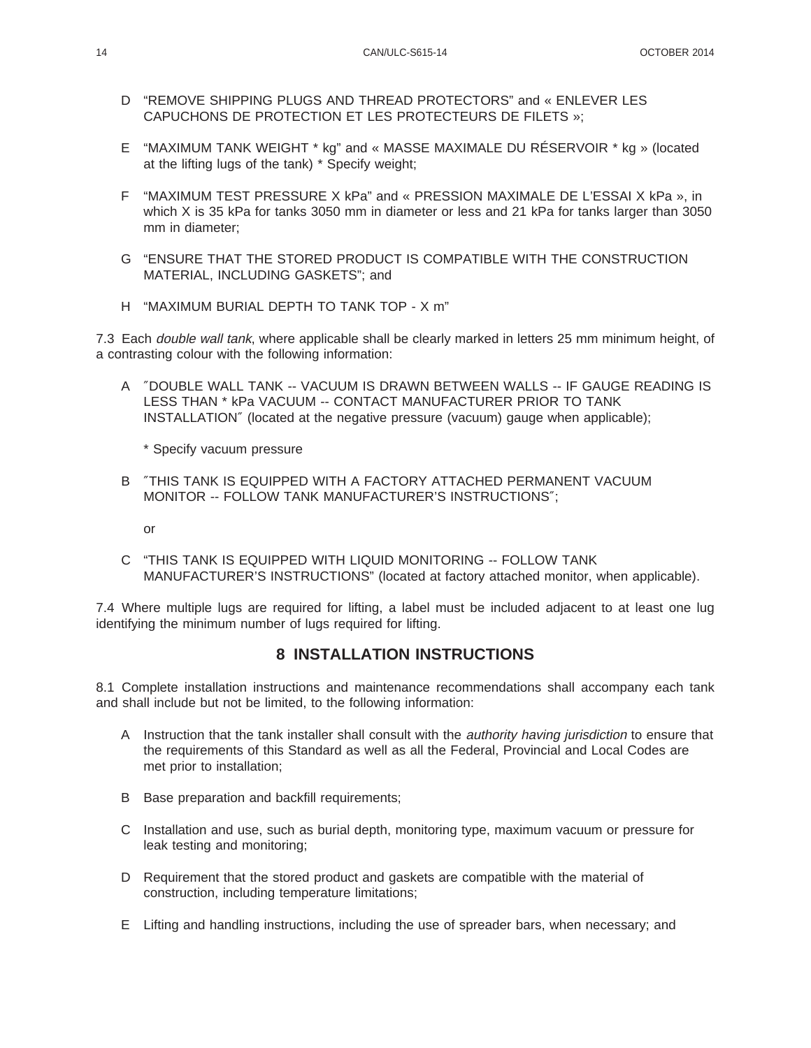D "REMOVE SHIPPING PLUGS AND THREAD PROTECTORS" and « ENLEVER LES CAPUCHONS DE PROTECTION ET LES PROTECTEURS DE FILETS »;

E "MAXIMUM TANK WEIGHT * kg" and « MASSE MAXIMALE DU RÉSERVOIR * kg » (located at the lifting lugs of the tank) * Specify weight;

F "MAXIMUM TEST PRESSURE X kPa" and « PRESSION MAXIMALE DE L'ESSAI X kPa », in which X is 35 kPa for tanks 3050 mm in diameter or less and 21 kPa for tanks larger than 3050 mm in diameter;

G "ENSURE THAT THE STORED PRODUCT IS COMPATIBLE WITH THE CONSTRUCTION MATERIAL, INCLUDING GASKETS"; and

H "MAXIMUM BURIAL DEPTH TO TANK TOP - X m"

7.3 Each *double wall tank*, where applicable shall be clearly marked in letters 25 mm minimum height, of a contrasting colour with the following information:

A ″DOUBLE WALL TANK -- VACUUM IS DRAWN BETWEEN WALLS -- IF GAUGE READING IS LESS THAN * kPa VACUUM -- CONTACT MANUFACTURER PRIOR TO TANK INSTALLATION″ (located at the negative pressure (vacuum) gauge when applicable);

* Specify vacuum pressure

B ″THIS TANK IS EQUIPPED WITH A FACTORY ATTACHED PERMANENT VACUUM MONITOR -- FOLLOW TANK MANUFACTURER'S INSTRUCTIONS″;

or

C "THIS TANK IS EQUIPPED WITH LIQUID MONITORING -- FOLLOW TANK MANUFACTURER'S INSTRUCTIONS" (located at factory attached monitor, when applicable).

7.4 Where multiple lugs are required for lifting, a label must be included adjacent to at least one lug identifying the minimum number of lugs required for lifting.

## 8 INSTALLATION INSTRUCTIONS

8.1 Complete installation instructions and maintenance recommendations shall accompany each tank and shall include but not be limited, to the following information:

A Instruction that the tank installer shall consult with the *authority having jurisdiction* to ensure that the requirements of this Standard as well as all the Federal, Provincial and Local Codes are met prior to installation;

B Base preparation and backfill requirements;

C Installation and use, such as burial depth, monitoring type, maximum vacuum or pressure for leak testing and monitoring;

D Requirement that the stored product and gaskets are compatible with the material of construction, including temperature limitations;

E Lifting and handling instructions, including the use of spreader bars, when necessary; and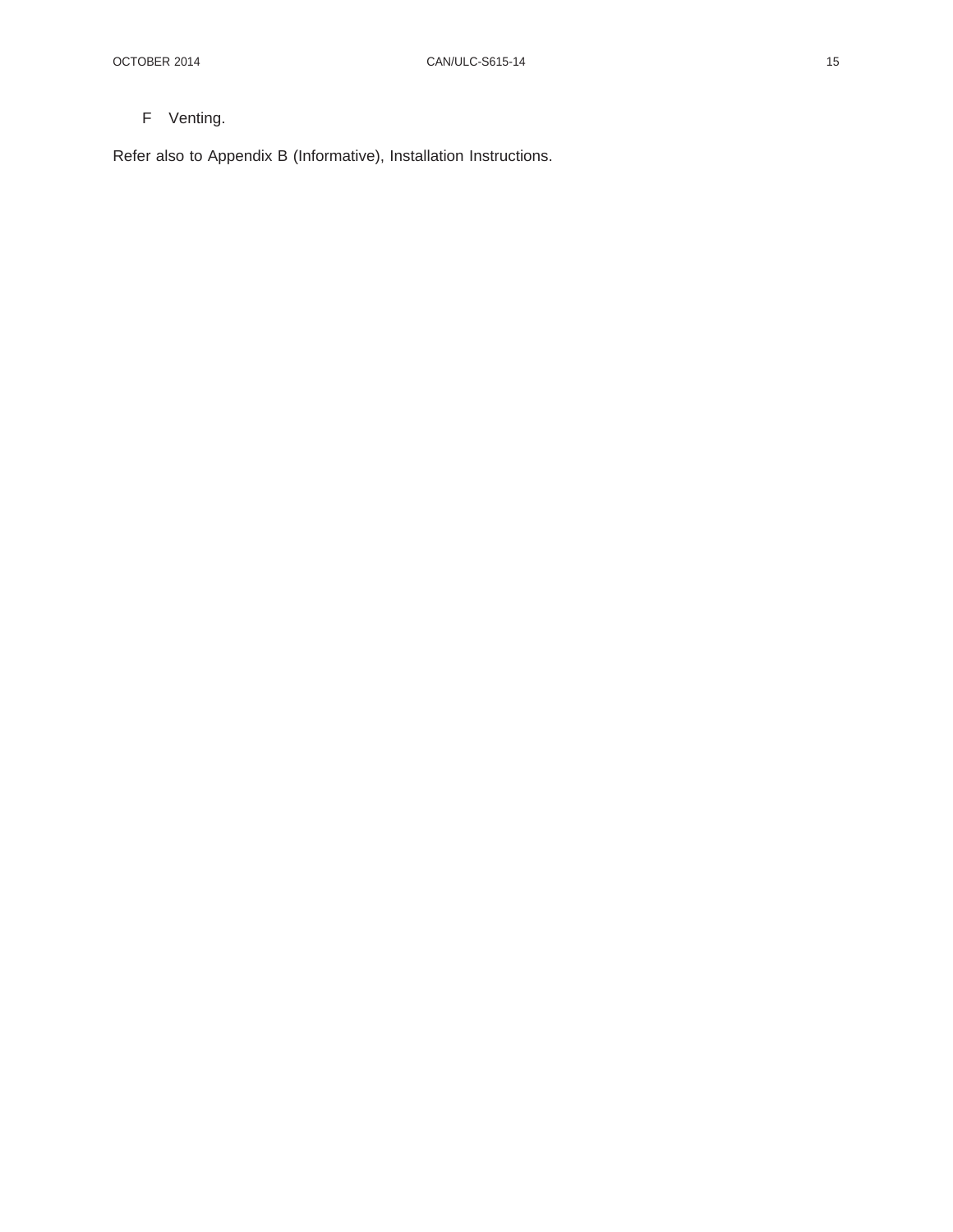F Venting.

Refer also to Appendix B (Informative), Installation Instructions.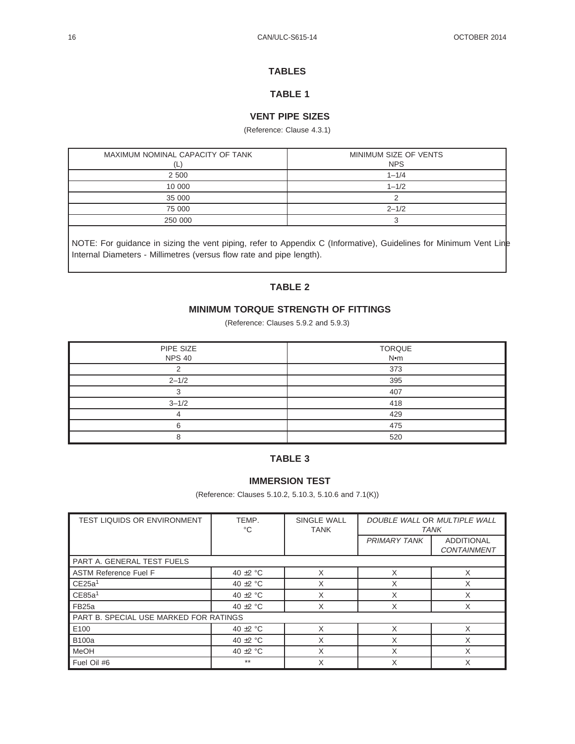## TABLES

### TABLE 1

### VENT PIPE SIZES

(Reference: Clause 4.3.1)

| MAXIMUM NOMINAL CAPACITY OF TANK (L) | MINIMUM SIZE OF VENTS NPS |
|---|---|
| 2 500 | 1–1/4 |
| 10 000 | 1–1/2 |
| 35 000 | 2 |
| 75 000 | 2–1/2 |
| 250 000 | 3 |

NOTE: For guidance in sizing the vent piping, refer to Appendix C (Informative), Guidelines for Minimum Vent Line Internal Diameters - Millimetres (versus flow rate and pipe length).

### TABLE 2

### MINIMUM TORQUE STRENGTH OF FITTINGS

(Reference: Clauses 5.9.2 and 5.9.3)

| PIPE SIZE NPS 40 | TORQUE N•m |
|---|---|
| 2 | 373 |
| 2–1/2 | 395 |
| 3 | 407 |
| 3–1/2 | 418 |
| 4 | 429 |
| 6 | 475 |
| 8 | 520 |

### TABLE 3

### IMMERSION TEST

(Reference: Clauses 5.10.2, 5.10.3, 5.10.6 and 7.1(K))

| TEST LIQUIDS OR ENVIRONMENT | TEMP. °C | SINGLE WALL TANK | *DOUBLE WALL* OR *MULTIPLE WALL TANK* | |
|---|---|---|---|---|
| | | | *PRIMARY TANK* | ADDITIONAL *CONTAINMENT* |
| PART A. GENERAL TEST FUELS | | | | |
| ASTM Reference Fuel F | 40 ±2 °C | X | X | X |
| CE25a[1] | 40 ±2 °C | X | X | X |
| CE85a[1] | 40 ±2 °C | X | X | X |
| FB25a | 40 ±2 °C | X | X | X |
| PART B. SPECIAL USE MARKED FOR RATINGS | | | | |
| E100 | 40 ±2 °C | X | X | X |
| B100a | 40 ±2 °C | X | X | X |
| MeOH | 40 ±2 °C | X | X | X |
| Fuel Oil #6 | ** | X | X | X |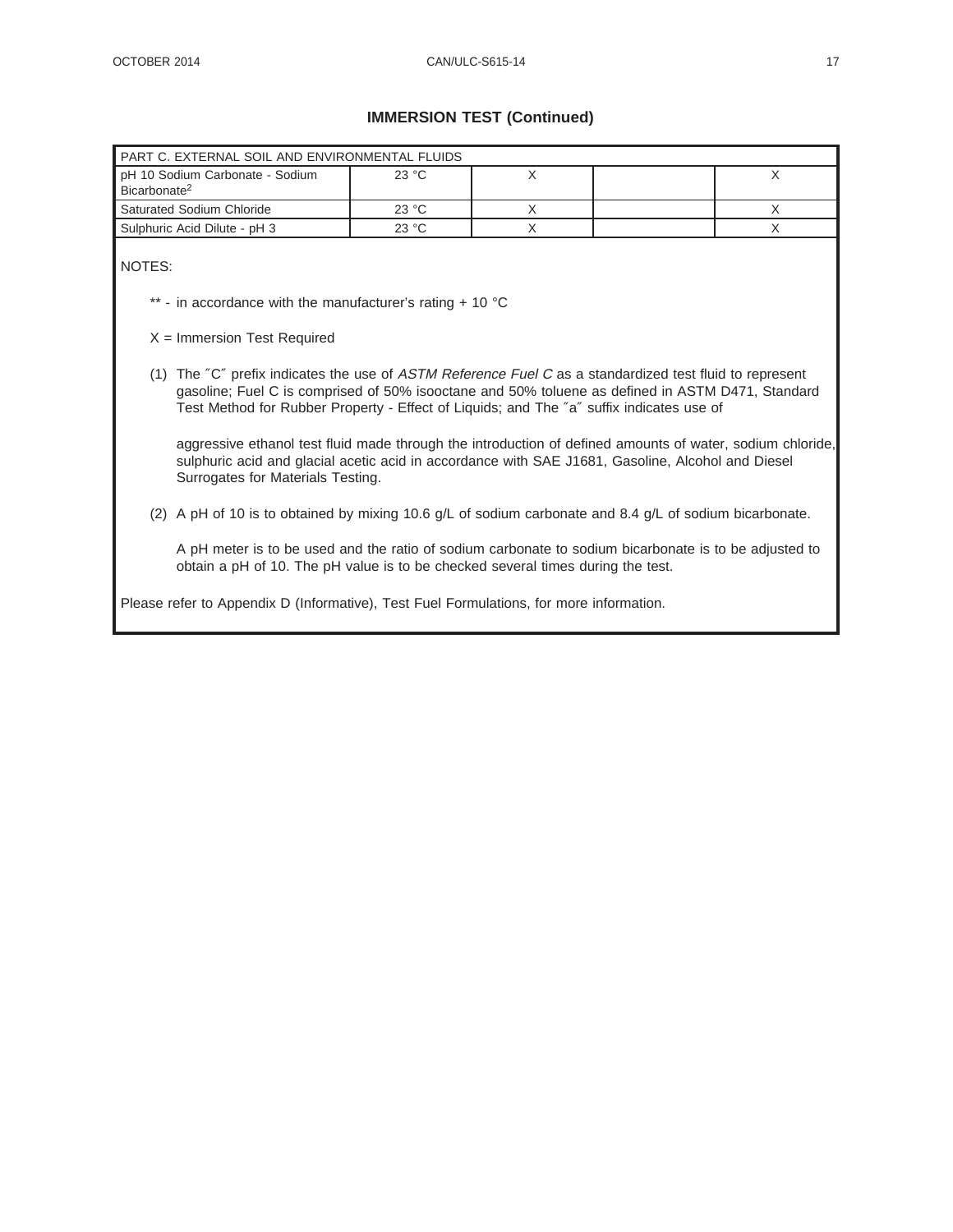## IMMERSION TEST (Continued)

| PART C. EXTERNAL SOIL AND ENVIRONMENTAL FLUIDS | | | | |
|---|---|---|---|---|
| pH 10 Sodium Carbonate - Sodium Bicarbonate[2] | 23 °C | X | | X |
| Saturated Sodium Chloride | 23 °C | X | | X |
| Sulphuric Acid Dilute - pH 3 | 23 °C | X | | X |

NOTES:

** - in accordance with the manufacturer's rating + 10 °C

X = Immersion Test Required

(1) The ″C″ prefix indicates the use of *ASTM Reference Fuel C* as a standardized test fluid to represent gasoline; Fuel C is comprised of 50% isooctane and 50% toluene as defined in ASTM D471, Standard Test Method for Rubber Property - Effect of Liquids; and The ″a″ suffix indicates use of

aggressive ethanol test fluid made through the introduction of defined amounts of water, sodium chloride, sulphuric acid and glacial acetic acid in accordance with SAE J1681, Gasoline, Alcohol and Diesel Surrogates for Materials Testing.

(2) A pH of 10 is to obtained by mixing 10.6 g/L of sodium carbonate and 8.4 g/L of sodium bicarbonate.

A pH meter is to be used and the ratio of sodium carbonate to sodium bicarbonate is to be adjusted to obtain a pH of 10. The pH value is to be checked several times during the test.

Please refer to Appendix D (Informative), Test Fuel Formulations, for more information.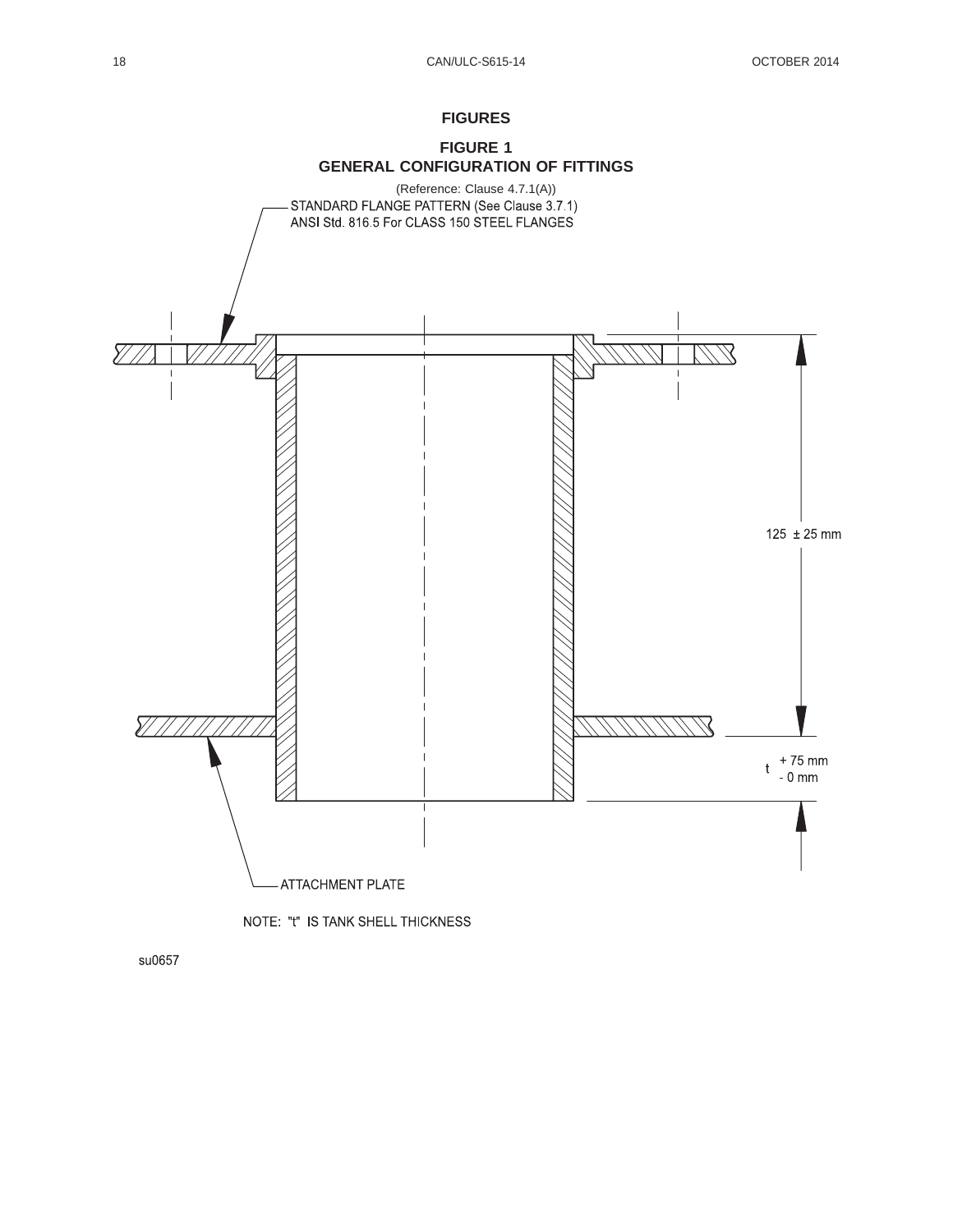## FIGURES

### FIGURE 1
### GENERAL CONFIGURATION OF FITTINGS

(Reference: Clause 4.7.1(A))

STANDARD FLANGE PATTERN (See Clause 3.7.1)
ANSI Std. 816.5 For CLASS 150 STEEL FLANGES

125 ± 25 mm

t + 75 mm
 - 0 mm

ATTACHMENT PLATE

NOTE: "t" IS TANK SHELL THICKNESS

su0657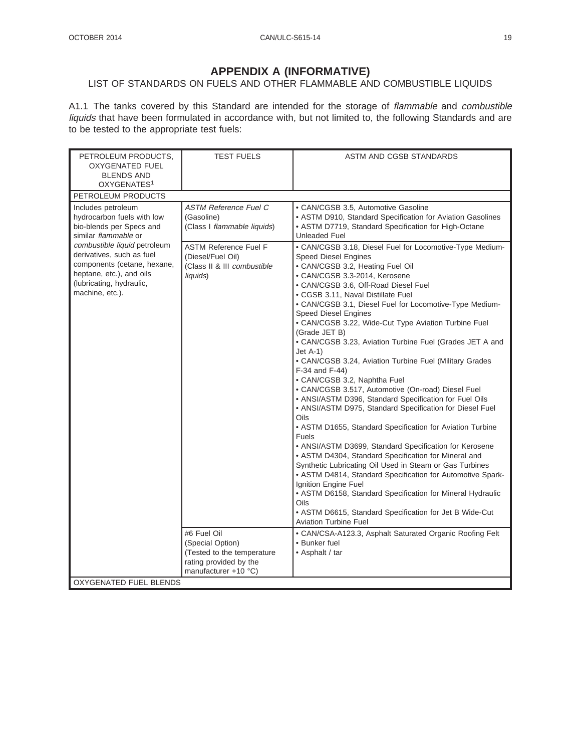# APPENDIX A (INFORMATIVE)

## LIST OF STANDARDS ON FUELS AND OTHER FLAMMABLE AND COMBUSTIBLE LIQUIDS

A1.1 The tanks covered by this Standard are intended for the storage of *flammable* and *combustible liquids* that have been formulated in accordance with, but not limited to, the following Standards and are to be tested to the appropriate test fuels:

| PETROLEUM PRODUCTS, OXYGENATED FUEL BLENDS AND OXYGENATES[1] | TEST FUELS | ASTM AND CGSB STANDARDS |
|---|---|---|
| PETROLEUM PRODUCTS | | |
| Includes petroleum hydrocarbon fuels with low bio-blends per Specs and similar *flammable* or *combustible liquid* petroleum derivatives, such as fuel components (cetane, hexane, heptane, etc.), and oils (lubricating, hydraulic, machine, etc.). | *ASTM Reference Fuel C* (Gasoline) (Class I *flammable liquids*) | • CAN/CGSB 3.5, Automotive Gasoline<br>• ASTM D910, Standard Specification for Aviation Gasolines<br>• ASTM D7719, Standard Specification for High-Octane Unleaded Fuel |
| | ASTM Reference Fuel F (Diesel/Fuel Oil) (Class II & III *combustible liquids*) | • CAN/CGSB 3.18, Diesel Fuel for Locomotive-Type Medium-Speed Diesel Engines<br>• CAN/CGSB 3.2, Heating Fuel Oil<br>• CAN/CGSB 3.3-2014, Kerosene<br>• CAN/CGSB 3.6, Off-Road Diesel Fuel<br>• CGSB 3.11, Naval Distillate Fuel<br>• CAN/CGSB 3.1, Diesel Fuel for Locomotive-Type Medium-Speed Diesel Engines<br>• CAN/CGSB 3.22, Wide-Cut Type Aviation Turbine Fuel (Grade JET B)<br>• CAN/CGSB 3.23, Aviation Turbine Fuel (Grades JET A and Jet A-1)<br>• CAN/CGSB 3.24, Aviation Turbine Fuel (Military Grades F-34 and F-44)<br>• CAN/CGSB 3.2, Naphtha Fuel<br>• CAN/CGSB 3.517, Automotive (On-road) Diesel Fuel<br>• ANSI/ASTM D396, Standard Specification for Fuel Oils<br>• ANSI/ASTM D975, Standard Specification for Diesel Fuel Oils<br>• ASTM D1655, Standard Specification for Aviation Turbine Fuels<br>• ANSI/ASTM D3699, Standard Specification for Kerosene<br>• ASTM D4304, Standard Specification for Mineral and Synthetic Lubricating Oil Used in Steam or Gas Turbines<br>• ASTM D4814, Standard Specification for Automotive Spark-Ignition Engine Fuel<br>• ASTM D6158, Standard Specification for Mineral Hydraulic Oils<br>• ASTM D6615, Standard Specification for Jet B Wide-Cut Aviation Turbine Fuel |
| | #6 Fuel Oil (Special Option) (Tested to the temperature rating provided by the manufacturer +10 °C) | • CAN/CSA-A123.3, Asphalt Saturated Organic Roofing Felt<br>• Bunker fuel<br>• Asphalt / tar |
| OXYGENATED FUEL BLENDS | | |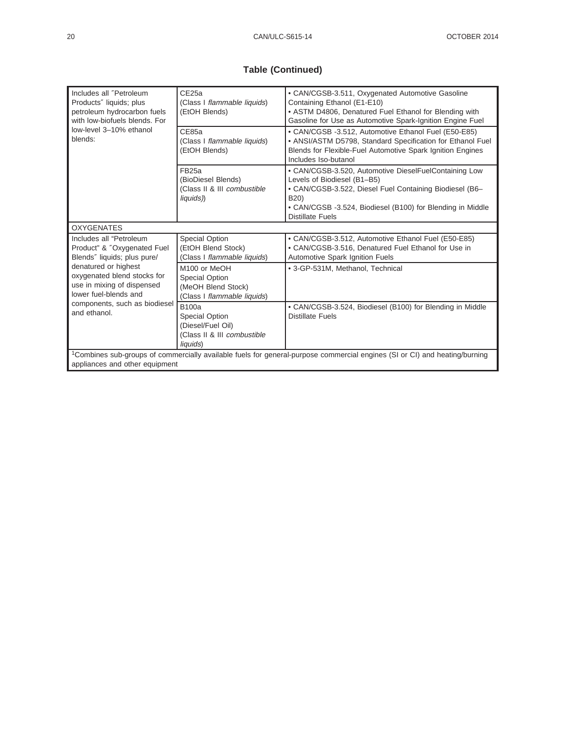**Table (Continued)**

| | | |
|---|---|---|
| Includes all ″Petroleum Products″ liquids; plus petroleum hydrocarbon fuels with low-biofuels blends. For low-level 3–10% ethanol blends: | CE25a<br>(Class I *flammable liquids*)<br>(EtOH Blends) | • CAN/CGSB-3.511, Oxygenated Automotive Gasoline Containing Ethanol (E1-E10)<br>• ASTM D4806, Denatured Fuel Ethanol for Blending with Gasoline for Use as Automotive Spark-Ignition Engine Fuel |
| | CE85a<br>(Class I *flammable liquids*)<br>(EtOH Blends) | • CAN/CGSB -3.512, Automotive Ethanol Fuel (E50-E85)<br>• ANSI/ASTM D5798, Standard Specification for Ethanol Fuel Blends for Flexible-Fuel Automotive Spark Ignition Engines Includes Iso-butanol |
| | FB25a<br>(BioDiesel Blends)<br>(Class II & III *combustible liquids*)) | • CAN/CGSB-3.520, Automotive DieselFuelContaining Low Levels of Biodiesel (B1–B5)<br>• CAN/CGSB-3.522, Diesel Fuel Containing Biodiesel (B6–B20)<br>• CAN/CGSB -3.524, Biodiesel (B100) for Blending in Middle Distillate Fuels |
| OXYGENATES | | |
| Includes all "Petroleum Product" & ″Oxygenated Fuel Blends″ liquids; plus pure/ denatured or highest oxygenated blend stocks for use in mixing of dispensed lower fuel-blends and components, such as biodiesel and ethanol. | Special Option<br>(EtOH Blend Stock)<br>(Class I *flammable liquids*) | • CAN/CGSB-3.512, Automotive Ethanol Fuel (E50-E85)<br>• CAN/CGSB-3.516, Denatured Fuel Ethanol for Use in Automotive Spark Ignition Fuels |
| | M100 or MeOH<br>Special Option<br>(MeOH Blend Stock)<br>(Class I *flammable liquids*) | • 3-GP-531M, Methanol, Technical |
| | B100a<br>Special Option<br>(Diesel/Fuel Oil)<br>(Class II & III *combustible liquids*) | • CAN/CGSB-3.524, Biodiesel (B100) for Blending in Middle Distillate Fuels |
| [1]Combines sub-groups of commercially available fuels for general-purpose commercial engines (SI or CI) and heating/burning appliances and other equipment | | |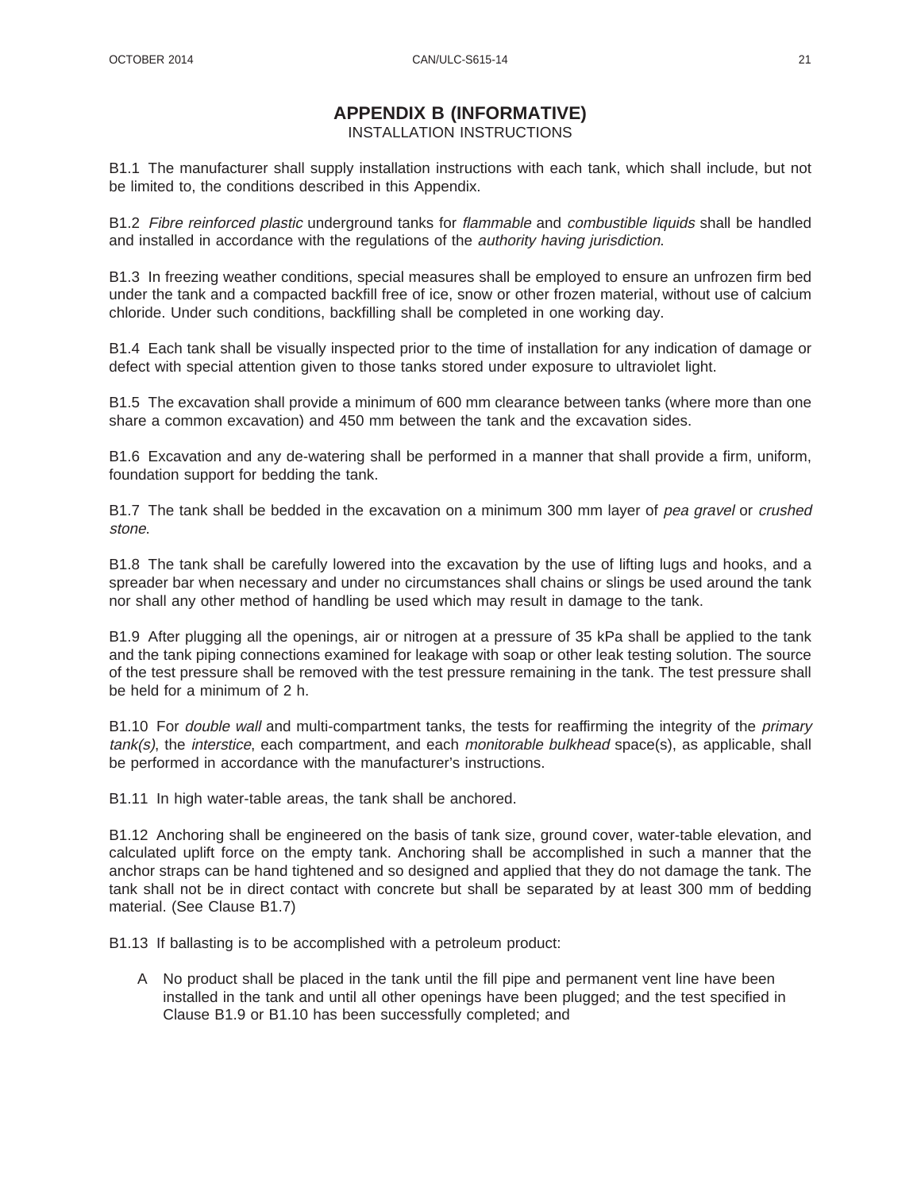# APPENDIX B (INFORMATIVE)

INSTALLATION INSTRUCTIONS

B1.1 The manufacturer shall supply installation instructions with each tank, which shall include, but not be limited to, the conditions described in this Appendix.

B1.2 *Fibre reinforced plastic* underground tanks for *flammable* and *combustible liquids* shall be handled and installed in accordance with the regulations of the *authority having jurisdiction*.

B1.3 In freezing weather conditions, special measures shall be employed to ensure an unfrozen firm bed under the tank and a compacted backfill free of ice, snow or other frozen material, without use of calcium chloride. Under such conditions, backfilling shall be completed in one working day.

B1.4 Each tank shall be visually inspected prior to the time of installation for any indication of damage or defect with special attention given to those tanks stored under exposure to ultraviolet light.

B1.5 The excavation shall provide a minimum of 600 mm clearance between tanks (where more than one share a common excavation) and 450 mm between the tank and the excavation sides.

B1.6 Excavation and any de-watering shall be performed in a manner that shall provide a firm, uniform, foundation support for bedding the tank.

B1.7 The tank shall be bedded in the excavation on a minimum 300 mm layer of *pea gravel* or *crushed stone*.

B1.8 The tank shall be carefully lowered into the excavation by the use of lifting lugs and hooks, and a spreader bar when necessary and under no circumstances shall chains or slings be used around the tank nor shall any other method of handling be used which may result in damage to the tank.

B1.9 After plugging all the openings, air or nitrogen at a pressure of 35 kPa shall be applied to the tank and the tank piping connections examined for leakage with soap or other leak testing solution. The source of the test pressure shall be removed with the test pressure remaining in the tank. The test pressure shall be held for a minimum of 2 h.

B1.10 For *double wall* and multi-compartment tanks, the tests for reaffirming the integrity of the *primary tank(s)*, the *interstice*, each compartment, and each *monitorable bulkhead* space(s), as applicable, shall be performed in accordance with the manufacturer's instructions.

B1.11 In high water-table areas, the tank shall be anchored.

B1.12 Anchoring shall be engineered on the basis of tank size, ground cover, water-table elevation, and calculated uplift force on the empty tank. Anchoring shall be accomplished in such a manner that the anchor straps can be hand tightened and so designed and applied that they do not damage the tank. The tank shall not be in direct contact with concrete but shall be separated by at least 300 mm of bedding material. (See Clause B1.7)

B1.13 If ballasting is to be accomplished with a petroleum product:

A No product shall be placed in the tank until the fill pipe and permanent vent line have been installed in the tank and until all other openings have been plugged; and the test specified in Clause B1.9 or B1.10 has been successfully completed; and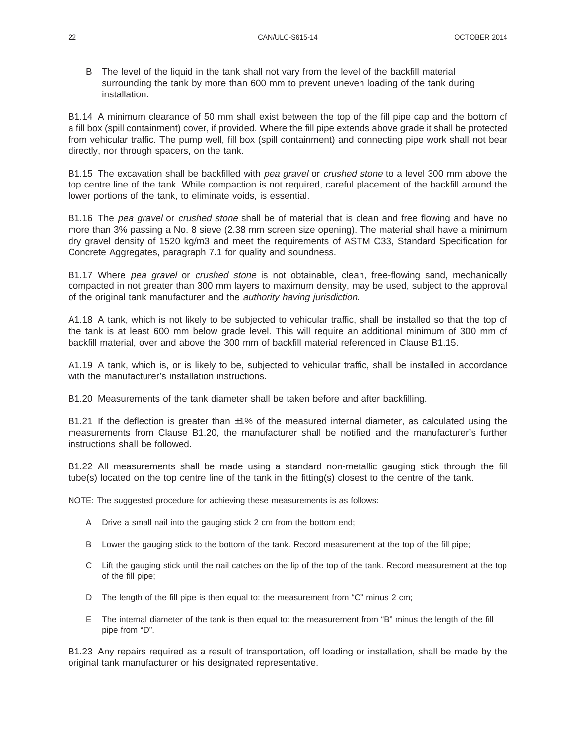B The level of the liquid in the tank shall not vary from the level of the backfill material surrounding the tank by more than 600 mm to prevent uneven loading of the tank during installation.

B1.14 A minimum clearance of 50 mm shall exist between the top of the fill pipe cap and the bottom of a fill box (spill containment) cover, if provided. Where the fill pipe extends above grade it shall be protected from vehicular traffic. The pump well, fill box (spill containment) and connecting pipe work shall not bear directly, nor through spacers, on the tank.

B1.15 The excavation shall be backfilled with *pea gravel* or *crushed stone* to a level 300 mm above the top centre line of the tank. While compaction is not required, careful placement of the backfill around the lower portions of the tank, to eliminate voids, is essential.

B1.16 The *pea gravel* or *crushed stone* shall be of material that is clean and free flowing and have no more than 3% passing a No. 8 sieve (2.38 mm screen size opening). The material shall have a minimum dry gravel density of 1520 kg/m3 and meet the requirements of ASTM C33, Standard Specification for Concrete Aggregates, paragraph 7.1 for quality and soundness.

B1.17 Where *pea gravel* or *crushed stone* is not obtainable, clean, free-flowing sand, mechanically compacted in not greater than 300 mm layers to maximum density, may be used, subject to the approval of the original tank manufacturer and the *authority having jurisdiction*.

A1.18 A tank, which is not likely to be subjected to vehicular traffic, shall be installed so that the top of the tank is at least 600 mm below grade level. This will require an additional minimum of 300 mm of backfill material, over and above the 300 mm of backfill material referenced in Clause B1.15.

A1.19 A tank, which is, or is likely to be, subjected to vehicular traffic, shall be installed in accordance with the manufacturer's installation instructions.

B1.20 Measurements of the tank diameter shall be taken before and after backfilling.

B1.21 If the deflection is greater than ±1% of the measured internal diameter, as calculated using the measurements from Clause B1.20, the manufacturer shall be notified and the manufacturer's further instructions shall be followed.

B1.22 All measurements shall be made using a standard non-metallic gauging stick through the fill tube(s) located on the top centre line of the tank in the fitting(s) closest to the centre of the tank.

NOTE: The suggested procedure for achieving these measurements is as follows:

A Drive a small nail into the gauging stick 2 cm from the bottom end;

B Lower the gauging stick to the bottom of the tank. Record measurement at the top of the fill pipe;

C Lift the gauging stick until the nail catches on the lip of the top of the tank. Record measurement at the top of the fill pipe;

D The length of the fill pipe is then equal to: the measurement from "C" minus 2 cm;

E The internal diameter of the tank is then equal to: the measurement from "B" minus the length of the fill pipe from "D".

B1.23 Any repairs required as a result of transportation, off loading or installation, shall be made by the original tank manufacturer or his designated representative.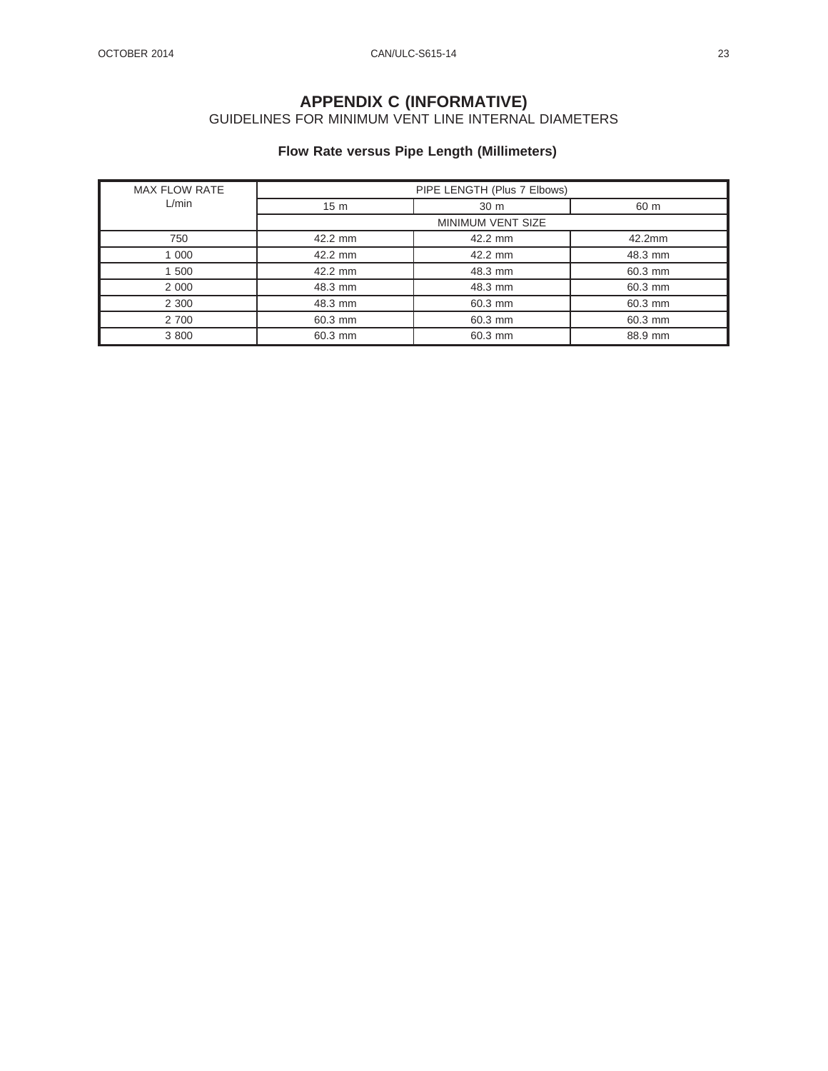# APPENDIX C (INFORMATIVE)

GUIDELINES FOR MINIMUM VENT LINE INTERNAL DIAMETERS

### Flow Rate versus Pipe Length (Millimeters)

| MAX FLOW RATE L/min | PIPE LENGTH (Plus 7 Elbows) | | |
|---|---|---|---|
| | 15 m | 30 m | 60 m |
| | MINIMUM VENT SIZE | | |
| 750 | 42.2 mm | 42.2 mm | 42.2mm |
| 1 000 | 42.2 mm | 42.2 mm | 48.3 mm |
| 1 500 | 42.2 mm | 48.3 mm | 60.3 mm |
| 2 000 | 48.3 mm | 48.3 mm | 60.3 mm |
| 2 300 | 48.3 mm | 60.3 mm | 60.3 mm |
| 2 700 | 60.3 mm | 60.3 mm | 60.3 mm |
| 3 800 | 60.3 mm | 60.3 mm | 88.9 mm |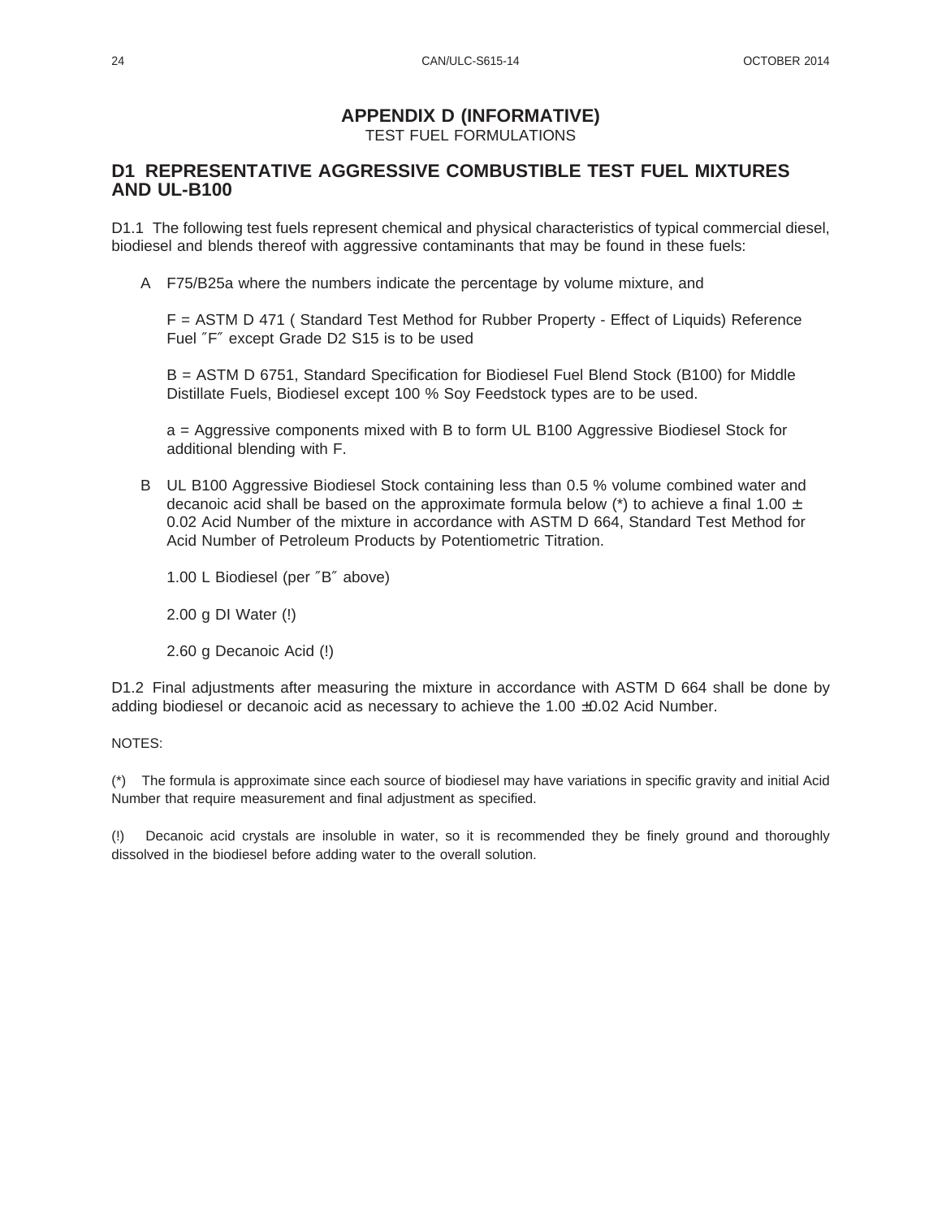# APPENDIX D (INFORMATIVE)

TEST FUEL FORMULATIONS

## D1 REPRESENTATIVE AGGRESSIVE COMBUSTIBLE TEST FUEL MIXTURES AND UL-B100

D1.1 The following test fuels represent chemical and physical characteristics of typical commercial diesel, biodiesel and blends thereof with aggressive contaminants that may be found in these fuels:

A F75/B25a where the numbers indicate the percentage by volume mixture, and

F = ASTM D 471 ( Standard Test Method for Rubber Property - Effect of Liquids) Reference Fuel ″F″ except Grade D2 S15 is to be used

B = ASTM D 6751, Standard Specification for Biodiesel Fuel Blend Stock (B100) for Middle Distillate Fuels, Biodiesel except 100 % Soy Feedstock types are to be used.

a = Aggressive components mixed with B to form UL B100 Aggressive Biodiesel Stock for additional blending with F.

B UL B100 Aggressive Biodiesel Stock containing less than 0.5 % volume combined water and decanoic acid shall be based on the approximate formula below (*) to achieve a final 1.00 ± 0.02 Acid Number of the mixture in accordance with ASTM D 664, Standard Test Method for Acid Number of Petroleum Products by Potentiometric Titration.

1.00 L Biodiesel (per ″B″ above)

2.00 g DI Water (!)

2.60 g Decanoic Acid (!)

D1.2 Final adjustments after measuring the mixture in accordance with ASTM D 664 shall be done by adding biodiesel or decanoic acid as necessary to achieve the 1.00 ±0.02 Acid Number.

NOTES:

(*) The formula is approximate since each source of biodiesel may have variations in specific gravity and initial Acid Number that require measurement and final adjustment as specified.

(!) Decanoic acid crystals are insoluble in water, so it is recommended they be finely ground and thoroughly dissolved in the biodiesel before adding water to the overall solution.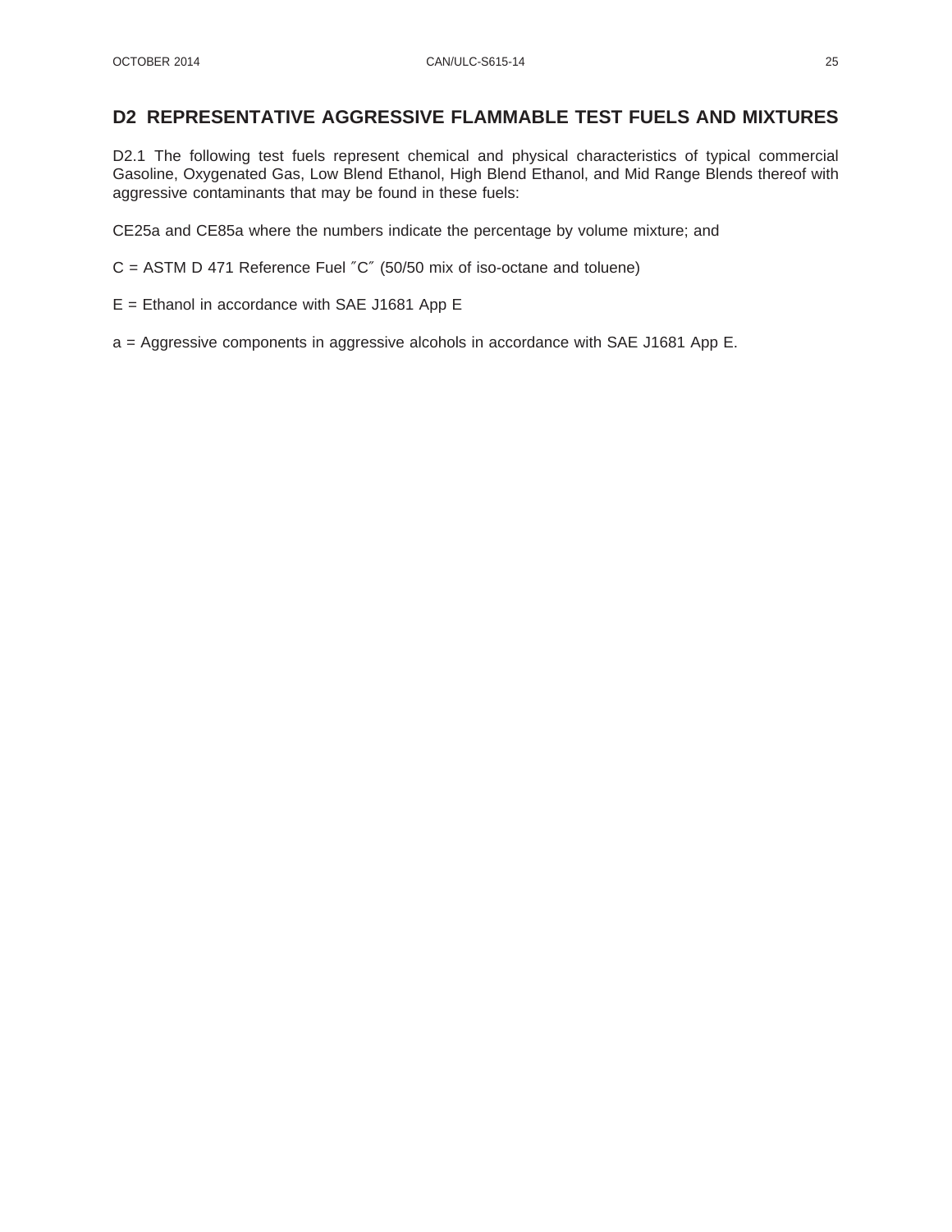## D2 REPRESENTATIVE AGGRESSIVE FLAMMABLE TEST FUELS AND MIXTURES

D2.1 The following test fuels represent chemical and physical characteristics of typical commercial Gasoline, Oxygenated Gas, Low Blend Ethanol, High Blend Ethanol, and Mid Range Blends thereof with aggressive contaminants that may be found in these fuels:

CE25a and CE85a where the numbers indicate the percentage by volume mixture; and

C = ASTM D 471 Reference Fuel ″C″ (50/50 mix of iso-octane and toluene)

E = Ethanol in accordance with SAE J1681 App E

a = Aggressive components in aggressive alcohols in accordance with SAE J1681 App E.